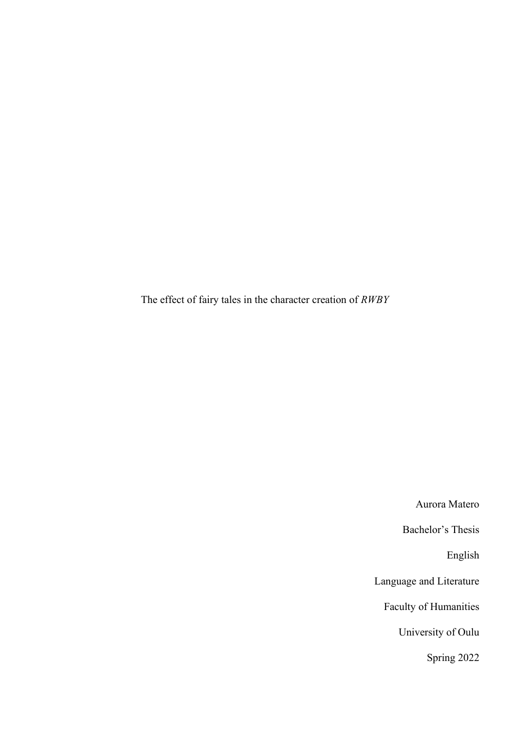The effect of fairy tales in the character creation of *RWBY*

Aurora Matero

Bachelor's Thesis

English

Language and Literature

Faculty of Humanities

University of Oulu

Spring 2022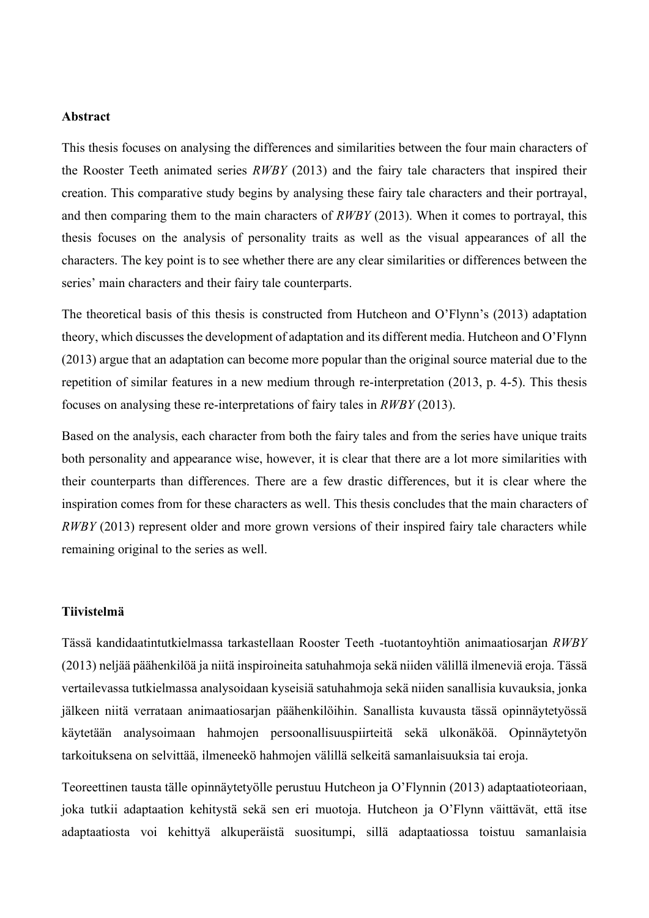**Abstract**

This thesis focuses on analysing the differences and similarities between the four main characters of the Rooster Teeth animated series *RWBY* (2013) and the fairy tale characters that inspired their creation. This comparative study begins by analysing these fairy tale characters and their portrayal, and then comparing them to the main characters of *RWBY* (2013). When it comes to portrayal, this thesis focuses on the analysis of personality traits as well as the visual appearances of all the characters. The key point is to see whether there are any clear similarities or differences between the series' main characters and their fairy tale counterparts.

The theoretical basis of this thesis is constructed from Hutcheon and O'Flynn's (2013) adaptation theory, which discusses the development of adaptation and its different media. Hutcheon and O'Flynn (2013) argue that an adaptation can become more popular than the original source material due to the repetition of similar features in a new medium through re-interpretation (2013, p. 4-5). This thesis focuses on analysing these re-interpretations of fairy tales in *RWBY* (2013).

Based on the analysis, each character from both the fairy tales and from the series have unique traits both personality and appearance wise, however, it is clear that there are a lot more similarities with their counterparts than differences. There are a few drastic differences, but it is clear where the inspiration comes from for these characters as well. This thesis concludes that the main characters of *RWBY* (2013) represent older and more grown versions of their inspired fairy tale characters while remaining original to the series as well.

**Tiivistelmä**

Tässä kandidaatintutkielmassa tarkastellaan Rooster Teeth -tuotantoyhtiön animaatiosarjan *RWBY* (2013) neljää päähenkilöä ja niitä inspiroineita satuhahmoja sekä niiden välillä ilmeneviä eroja. Tässä vertailevassa tutkielmassa analysoidaan kyseisiä satuhahmoja sekä niiden sanallisia kuvauksia, jonka jälkeen niitä verrataan animaatiosarjan päähenkilöihin. Sanallista kuvausta tässä opinnäytetyössä käytetään analysoimaan hahmojen persoonallisuuspiirteitä sekä ulkonäköä. Opinnäytetyön tarkoituksena on selvittää, ilmeneekö hahmojen välillä selkeitä samanlaisuuksia tai eroja.

Teoreettinen tausta tälle opinnäytetyölle perustuu Hutcheon ja O'Flynnin (2013) adaptaatioteoriaan, joka tutkii adaptaation kehitystä sekä sen eri muotoja. Hutcheon ja O'Flynn väittävät, että itse adaptaatiosta voi kehittyä alkuperäistä suositumpi, sillä adaptaatiossa toistuu samanlaisia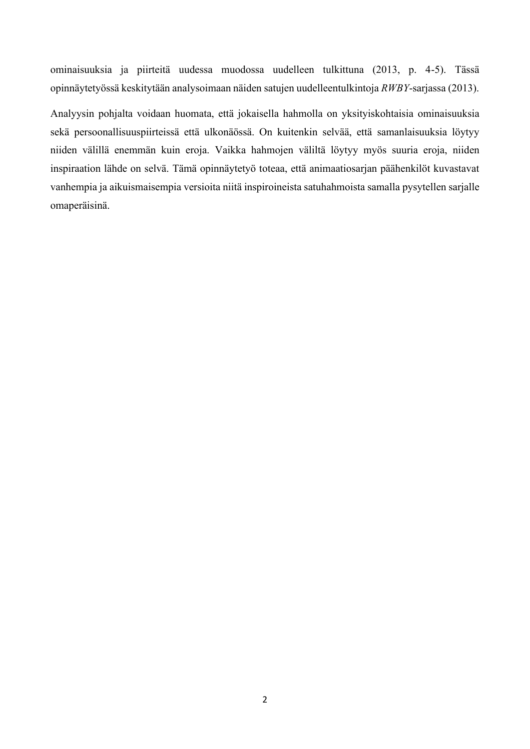ominaisuuksia ja piirteitä uudessa muodossa uudelleen tulkittuna (2013, p. 4-5). Tässä opinnäytetyössä keskitytään analysoimaan näiden satujen uudelleentulkintoja *RWBY*-sarjassa (2013).

Analyysin pohjalta voidaan huomata, että jokaisella hahmolla on yksityiskohtaisia ominaisuuksia sekä persoonallisuuspiirteissä että ulkonäössä. On kuitenkin selvää, että samanlaisuuksia löytyy niiden välillä enemmän kuin eroja. Vaikka hahmojen väliltä löytyy myös suuria eroja, niiden inspiraation lähde on selvä. Tämä opinnäytetyö toteaa, että animaatiosarjan päähenkilöt kuvastavat vanhempia ja aikuismaisempia versioita niitä inspiroineista satuhahmoista samalla pysytellen sarjalle omaperäisinä.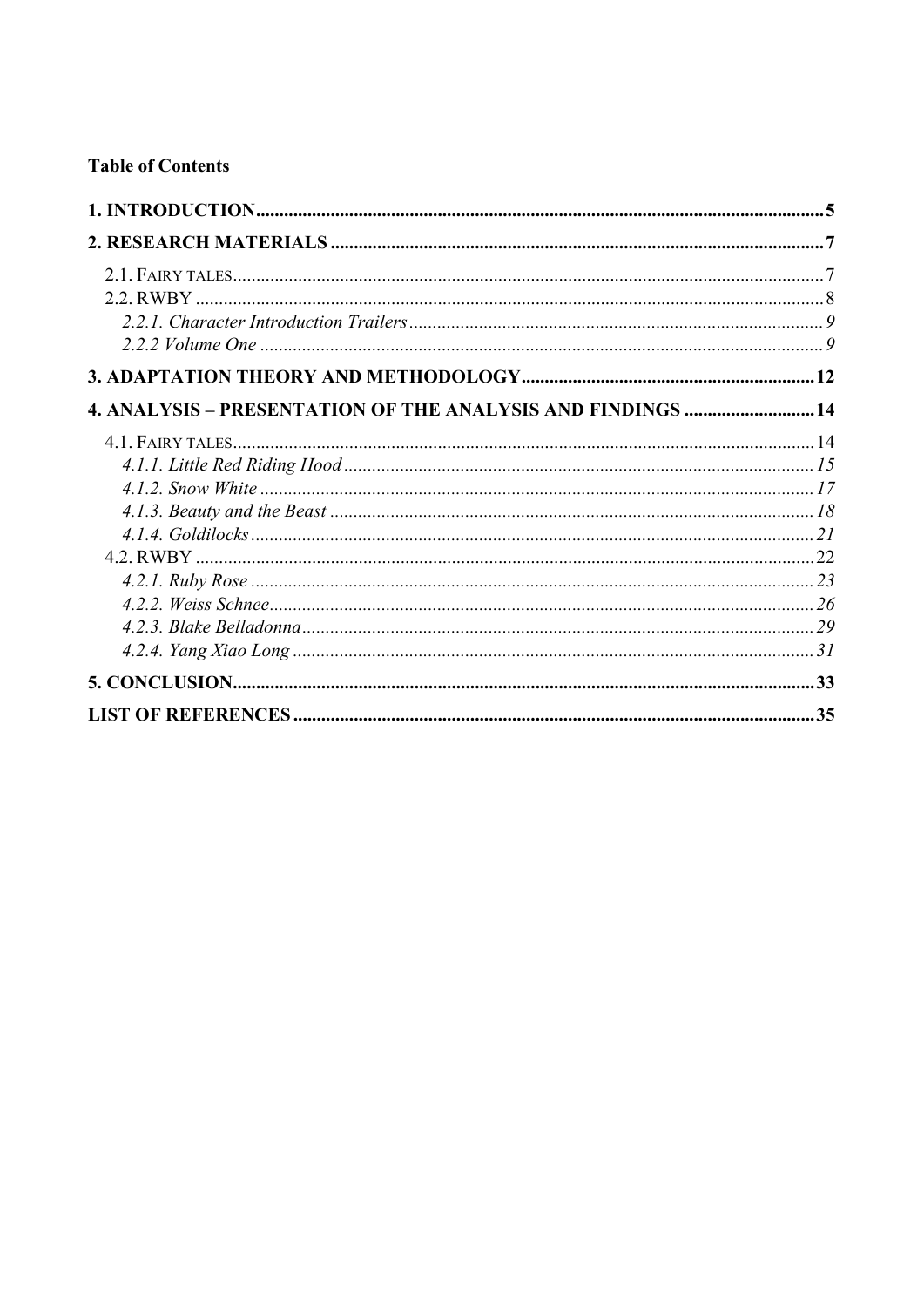**Table of Contents**

| | |
|---|---|
| **1. INTRODUCTION** | **5** |
| **2. RESEARCH MATERIALS** | **7** |
| 2.1. Fairy tales | 7 |
| 2.2. RWBY | 8 |
| *2.2.1. Character Introduction Trailers* | *9* |
| *2.2.2 Volume One* | *9* |
| **3. ADAPTATION THEORY AND METHODOLOGY** | **12** |
| **4. ANALYSIS – PRESENTATION OF THE ANALYSIS AND FINDINGS** | **14** |
| 4.1. Fairy tales | 14 |
| *4.1.1. Little Red Riding Hood* | *15* |
| *4.1.2. Snow White* | *17* |
| *4.1.3. Beauty and the Beast* | *18* |
| *4.1.4. Goldilocks* | *21* |
| 4.2. RWBY | 22 |
| *4.2.1. Ruby Rose* | *23* |
| *4.2.2. Weiss Schnee* | *26* |
| *4.2.3. Blake Belladonna* | *29* |
| *4.2.4. Yang Xiao Long* | *31* |
| **5. CONCLUSION** | **33** |
| **LIST OF REFERENCES** | **35** |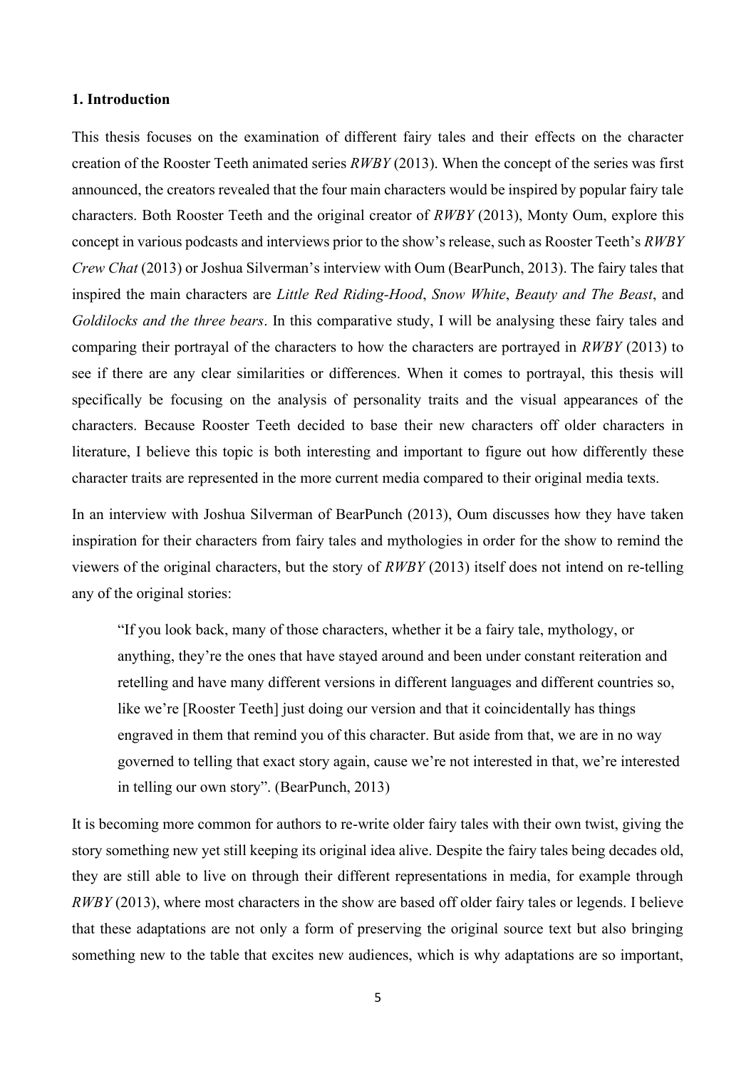### **1. Introduction**

This thesis focuses on the examination of different fairy tales and their effects on the character creation of the Rooster Teeth animated series *RWBY* (2013). When the concept of the series was first announced, the creators revealed that the four main characters would be inspired by popular fairy tale characters. Both Rooster Teeth and the original creator of *RWBY* (2013), Monty Oum, explore this concept in various podcasts and interviews prior to the show's release, such as Rooster Teeth's *RWBY Crew Chat* (2013) or Joshua Silverman's interview with Oum (BearPunch, 2013). The fairy tales that inspired the main characters are *Little Red Riding-Hood*, *Snow White*, *Beauty and The Beast*, and *Goldilocks and the three bears*. In this comparative study, I will be analysing these fairy tales and comparing their portrayal of the characters to how the characters are portrayed in *RWBY* (2013) to see if there are any clear similarities or differences. When it comes to portrayal, this thesis will specifically be focusing on the analysis of personality traits and the visual appearances of the characters. Because Rooster Teeth decided to base their new characters off older characters in literature, I believe this topic is both interesting and important to figure out how differently these character traits are represented in the more current media compared to their original media texts.

In an interview with Joshua Silverman of BearPunch (2013), Oum discusses how they have taken inspiration for their characters from fairy tales and mythologies in order for the show to remind the viewers of the original characters, but the story of *RWBY* (2013) itself does not intend on re-telling any of the original stories:

> "If you look back, many of those characters, whether it be a fairy tale, mythology, or anything, they're the ones that have stayed around and been under constant reiteration and retelling and have many different versions in different languages and different countries so, like we're [Rooster Teeth] just doing our version and that it coincidentally has things engraved in them that remind you of this character. But aside from that, we are in no way governed to telling that exact story again, cause we're not interested in that, we're interested in telling our own story". (BearPunch, 2013)

It is becoming more common for authors to re-write older fairy tales with their own twist, giving the story something new yet still keeping its original idea alive. Despite the fairy tales being decades old, they are still able to live on through their different representations in media, for example through *RWBY* (2013), where most characters in the show are based off older fairy tales or legends. I believe that these adaptations are not only a form of preserving the original source text but also bringing something new to the table that excites new audiences, which is why adaptations are so important,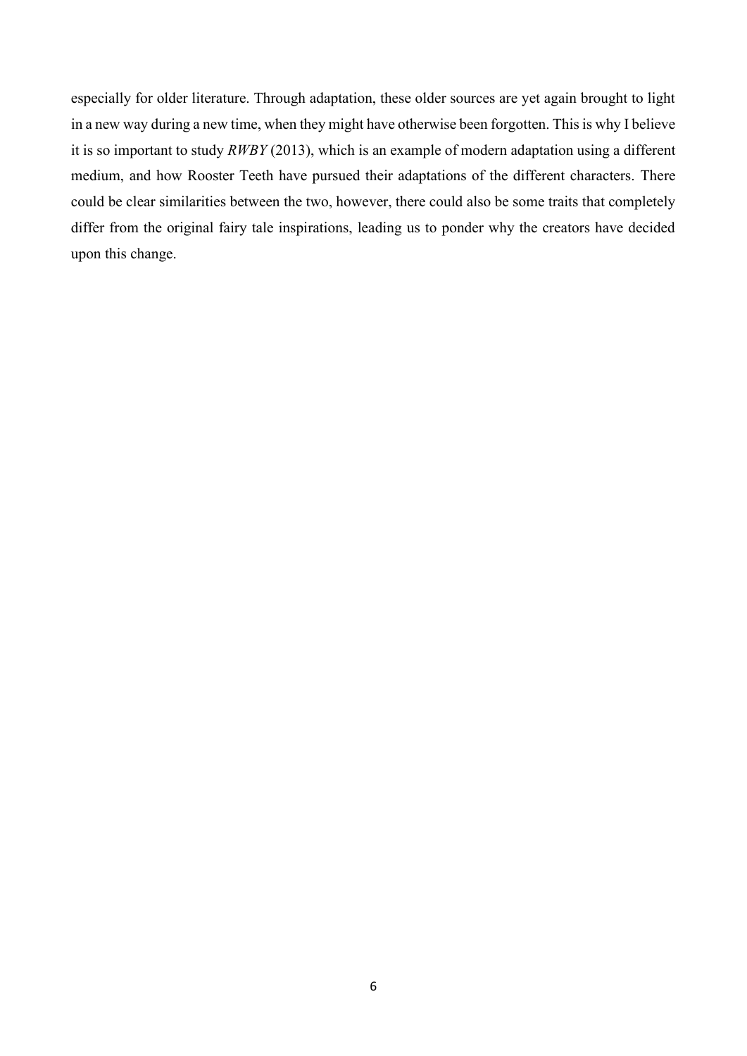especially for older literature. Through adaptation, these older sources are yet again brought to light in a new way during a new time, when they might have otherwise been forgotten. This is why I believe it is so important to study *RWBY* (2013), which is an example of modern adaptation using a different medium, and how Rooster Teeth have pursued their adaptations of the different characters. There could be clear similarities between the two, however, there could also be some traits that completely differ from the original fairy tale inspirations, leading us to ponder why the creators have decided upon this change.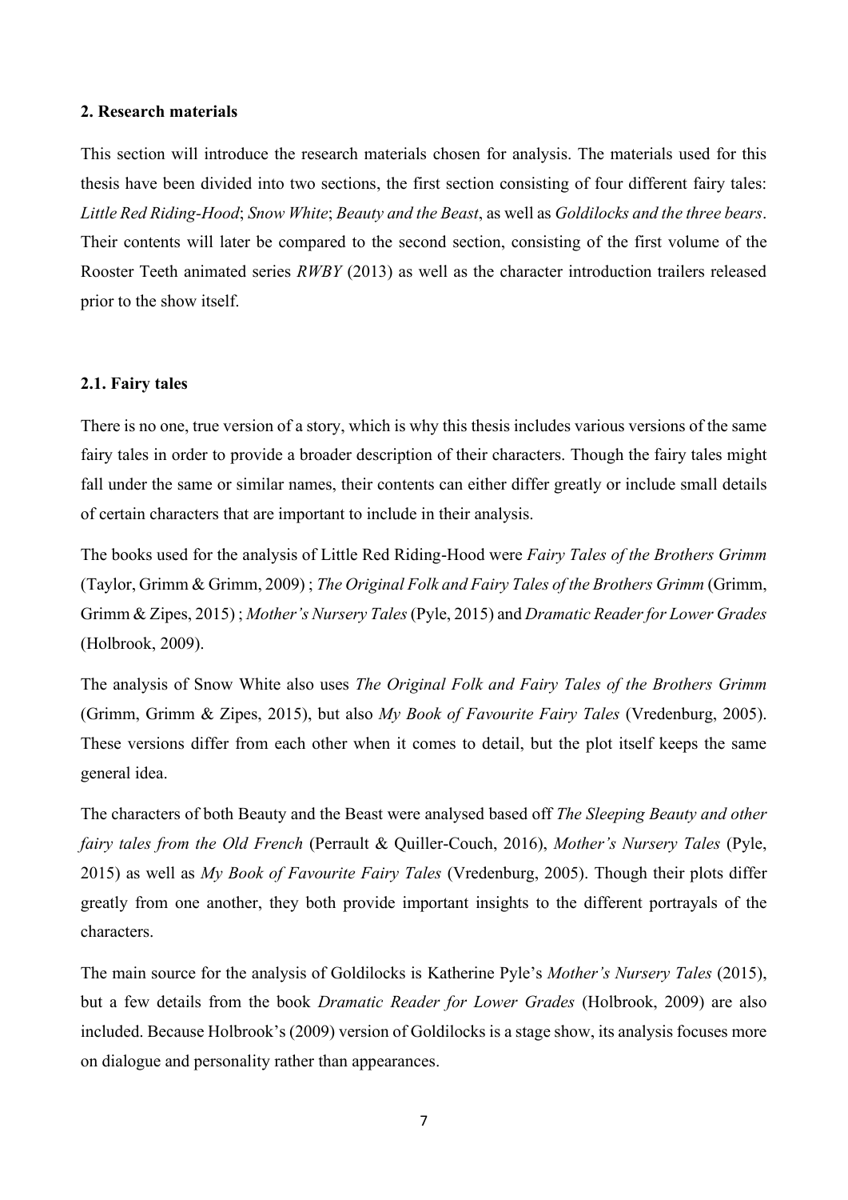## 2. Research materials

This section will introduce the research materials chosen for analysis. The materials used for this thesis have been divided into two sections, the first section consisting of four different fairy tales: *Little Red Riding-Hood*; *Snow White*; *Beauty and the Beast*, as well as *Goldilocks and the three bears*. Their contents will later be compared to the second section, consisting of the first volume of the Rooster Teeth animated series *RWBY* (2013) as well as the character introduction trailers released prior to the show itself.

### 2.1. Fairy tales

There is no one, true version of a story, which is why this thesis includes various versions of the same fairy tales in order to provide a broader description of their characters. Though the fairy tales might fall under the same or similar names, their contents can either differ greatly or include small details of certain characters that are important to include in their analysis.

The books used for the analysis of Little Red Riding-Hood were *Fairy Tales of the Brothers Grimm* (Taylor, Grimm & Grimm, 2009) ; *The Original Folk and Fairy Tales of the Brothers Grimm* (Grimm, Grimm & Zipes, 2015) ; *Mother's Nursery Tales* (Pyle, 2015) and *Dramatic Reader for Lower Grades* (Holbrook, 2009).

The analysis of Snow White also uses *The Original Folk and Fairy Tales of the Brothers Grimm* (Grimm, Grimm & Zipes, 2015), but also *My Book of Favourite Fairy Tales* (Vredenburg, 2005). These versions differ from each other when it comes to detail, but the plot itself keeps the same general idea.

The characters of both Beauty and the Beast were analysed based off *The Sleeping Beauty and other fairy tales from the Old French* (Perrault & Quiller-Couch, 2016), *Mother's Nursery Tales* (Pyle, 2015) as well as *My Book of Favourite Fairy Tales* (Vredenburg, 2005). Though their plots differ greatly from one another, they both provide important insights to the different portrayals of the characters.

The main source for the analysis of Goldilocks is Katherine Pyle's *Mother's Nursery Tales* (2015), but a few details from the book *Dramatic Reader for Lower Grades* (Holbrook, 2009) are also included. Because Holbrook's (2009) version of Goldilocks is a stage show, its analysis focuses more on dialogue and personality rather than appearances.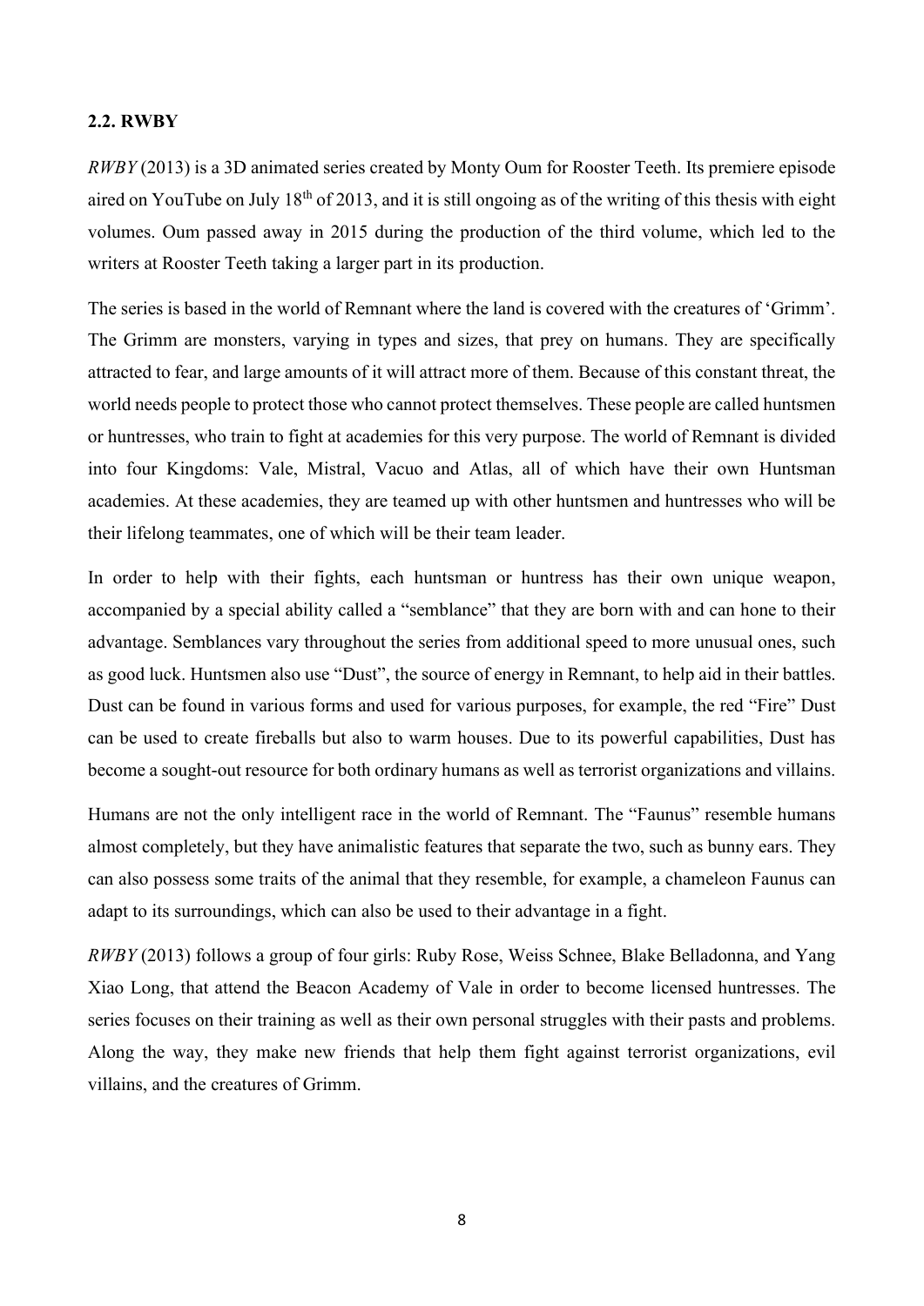### 2.2. RWBY

*RWBY* (2013) is a 3D animated series created by Monty Oum for Rooster Teeth. Its premiere episode aired on YouTube on July 18th of 2013, and it is still ongoing as of the writing of this thesis with eight volumes. Oum passed away in 2015 during the production of the third volume, which led to the writers at Rooster Teeth taking a larger part in its production.

The series is based in the world of Remnant where the land is covered with the creatures of 'Grimm'. The Grimm are monsters, varying in types and sizes, that prey on humans. They are specifically attracted to fear, and large amounts of it will attract more of them. Because of this constant threat, the world needs people to protect those who cannot protect themselves. These people are called huntsmen or huntresses, who train to fight at academies for this very purpose. The world of Remnant is divided into four Kingdoms: Vale, Mistral, Vacuo and Atlas, all of which have their own Huntsman academies. At these academies, they are teamed up with other huntsmen and huntresses who will be their lifelong teammates, one of which will be their team leader.

In order to help with their fights, each huntsman or huntress has their own unique weapon, accompanied by a special ability called a "semblance" that they are born with and can hone to their advantage. Semblances vary throughout the series from additional speed to more unusual ones, such as good luck. Huntsmen also use "Dust", the source of energy in Remnant, to help aid in their battles. Dust can be found in various forms and used for various purposes, for example, the red "Fire" Dust can be used to create fireballs but also to warm houses. Due to its powerful capabilities, Dust has become a sought-out resource for both ordinary humans as well as terrorist organizations and villains.

Humans are not the only intelligent race in the world of Remnant. The "Faunus" resemble humans almost completely, but they have animalistic features that separate the two, such as bunny ears. They can also possess some traits of the animal that they resemble, for example, a chameleon Faunus can adapt to its surroundings, which can also be used to their advantage in a fight.

*RWBY* (2013) follows a group of four girls: Ruby Rose, Weiss Schnee, Blake Belladonna, and Yang Xiao Long, that attend the Beacon Academy of Vale in order to become licensed huntresses. The series focuses on their training as well as their own personal struggles with their pasts and problems. Along the way, they make new friends that help them fight against terrorist organizations, evil villains, and the creatures of Grimm.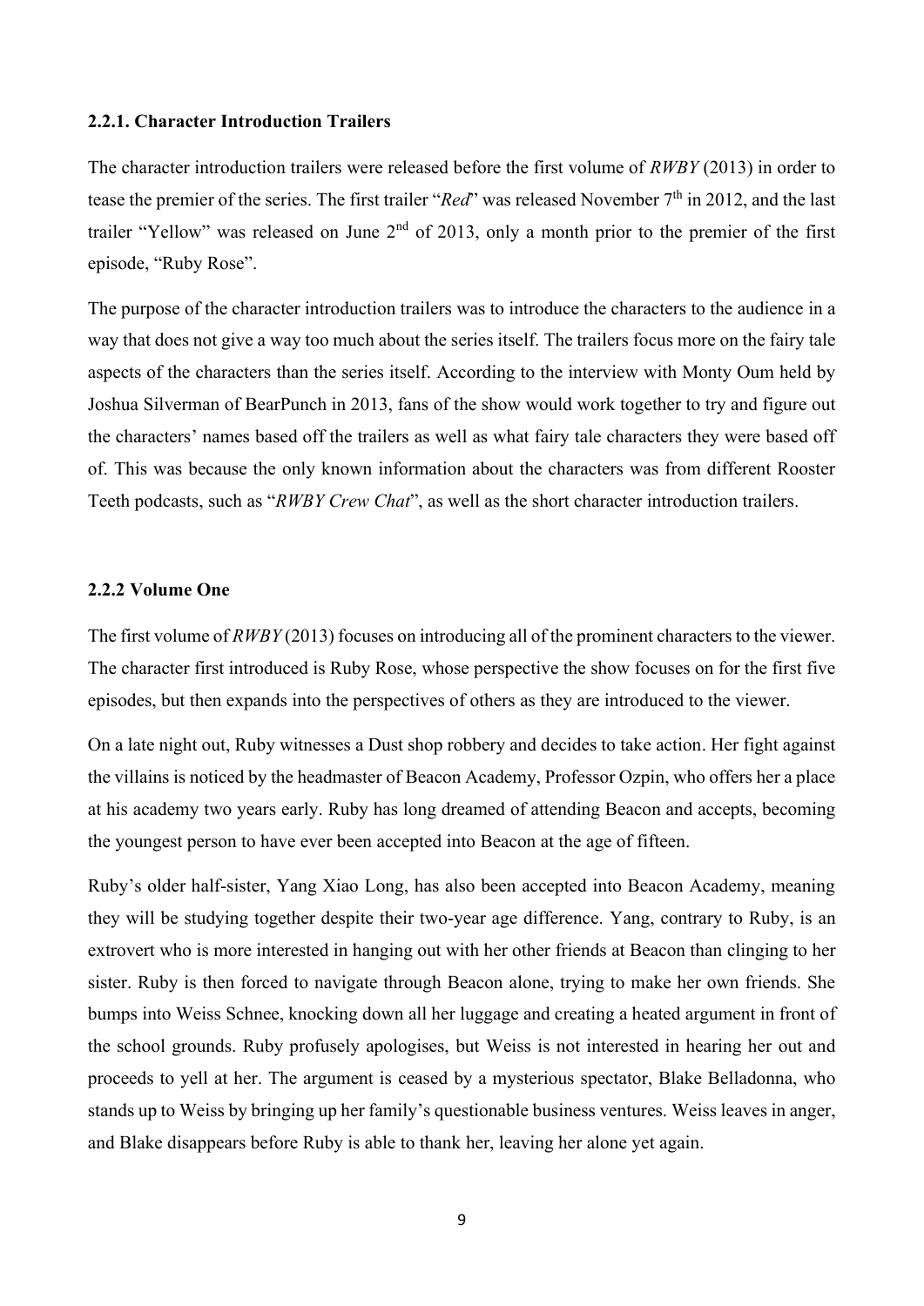### 2.2.1. Character Introduction Trailers

The character introduction trailers were released before the first volume of *RWBY* (2013) in order to tease the premier of the series. The first trailer "*Red*" was released November 7th in 2012, and the last trailer "Yellow" was released on June 2nd of 2013, only a month prior to the premier of the first episode, "Ruby Rose".

The purpose of the character introduction trailers was to introduce the characters to the audience in a way that does not give a way too much about the series itself. The trailers focus more on the fairy tale aspects of the characters than the series itself. According to the interview with Monty Oum held by Joshua Silverman of BearPunch in 2013, fans of the show would work together to try and figure out the characters' names based off the trailers as well as what fairy tale characters they were based off of. This was because the only known information about the characters was from different Rooster Teeth podcasts, such as "*RWBY Crew Chat*", as well as the short character introduction trailers.

### 2.2.2 Volume One

The first volume of *RWBY* (2013) focuses on introducing all of the prominent characters to the viewer. The character first introduced is Ruby Rose, whose perspective the show focuses on for the first five episodes, but then expands into the perspectives of others as they are introduced to the viewer.

On a late night out, Ruby witnesses a Dust shop robbery and decides to take action. Her fight against the villains is noticed by the headmaster of Beacon Academy, Professor Ozpin, who offers her a place at his academy two years early. Ruby has long dreamed of attending Beacon and accepts, becoming the youngest person to have ever been accepted into Beacon at the age of fifteen.

Ruby's older half-sister, Yang Xiao Long, has also been accepted into Beacon Academy, meaning they will be studying together despite their two-year age difference. Yang, contrary to Ruby, is an extrovert who is more interested in hanging out with her other friends at Beacon than clinging to her sister. Ruby is then forced to navigate through Beacon alone, trying to make her own friends. She bumps into Weiss Schnee, knocking down all her luggage and creating a heated argument in front of the school grounds. Ruby profusely apologises, but Weiss is not interested in hearing her out and proceeds to yell at her. The argument is ceased by a mysterious spectator, Blake Belladonna, who stands up to Weiss by bringing up her family's questionable business ventures. Weiss leaves in anger, and Blake disappears before Ruby is able to thank her, leaving her alone yet again.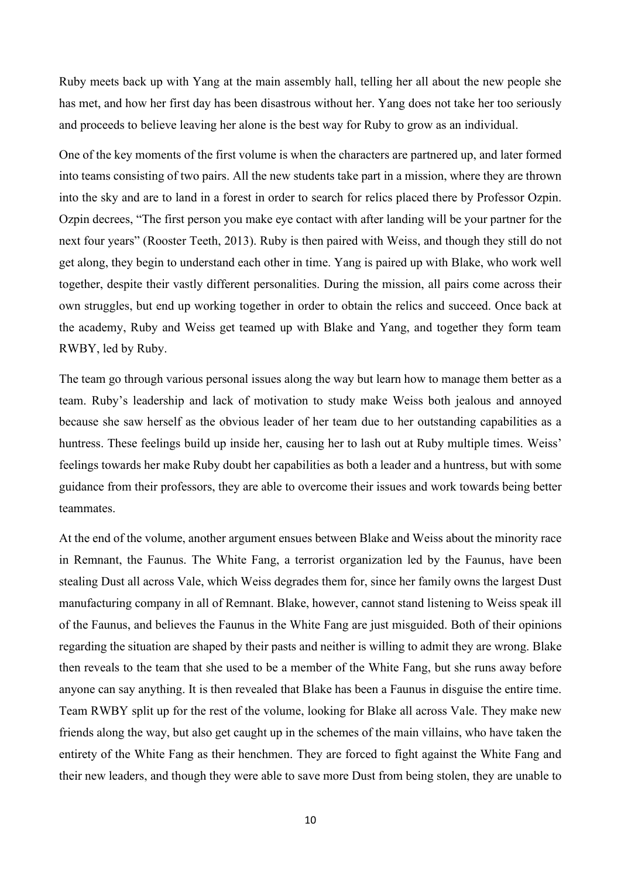Ruby meets back up with Yang at the main assembly hall, telling her all about the new people she has met, and how her first day has been disastrous without her. Yang does not take her too seriously and proceeds to believe leaving her alone is the best way for Ruby to grow as an individual.

One of the key moments of the first volume is when the characters are partnered up, and later formed into teams consisting of two pairs. All the new students take part in a mission, where they are thrown into the sky and are to land in a forest in order to search for relics placed there by Professor Ozpin. Ozpin decrees, "The first person you make eye contact with after landing will be your partner for the next four years" (Rooster Teeth, 2013). Ruby is then paired with Weiss, and though they still do not get along, they begin to understand each other in time. Yang is paired up with Blake, who work well together, despite their vastly different personalities. During the mission, all pairs come across their own struggles, but end up working together in order to obtain the relics and succeed. Once back at the academy, Ruby and Weiss get teamed up with Blake and Yang, and together they form team RWBY, led by Ruby.

The team go through various personal issues along the way but learn how to manage them better as a team. Ruby's leadership and lack of motivation to study make Weiss both jealous and annoyed because she saw herself as the obvious leader of her team due to her outstanding capabilities as a huntress. These feelings build up inside her, causing her to lash out at Ruby multiple times. Weiss' feelings towards her make Ruby doubt her capabilities as both a leader and a huntress, but with some guidance from their professors, they are able to overcome their issues and work towards being better teammates.

At the end of the volume, another argument ensues between Blake and Weiss about the minority race in Remnant, the Faunus. The White Fang, a terrorist organization led by the Faunus, have been stealing Dust all across Vale, which Weiss degrades them for, since her family owns the largest Dust manufacturing company in all of Remnant. Blake, however, cannot stand listening to Weiss speak ill of the Faunus, and believes the Faunus in the White Fang are just misguided. Both of their opinions regarding the situation are shaped by their pasts and neither is willing to admit they are wrong. Blake then reveals to the team that she used to be a member of the White Fang, but she runs away before anyone can say anything. It is then revealed that Blake has been a Faunus in disguise the entire time. Team RWBY split up for the rest of the volume, looking for Blake all across Vale. They make new friends along the way, but also get caught up in the schemes of the main villains, who have taken the entirety of the White Fang as their henchmen. They are forced to fight against the White Fang and their new leaders, and though they were able to save more Dust from being stolen, they are unable to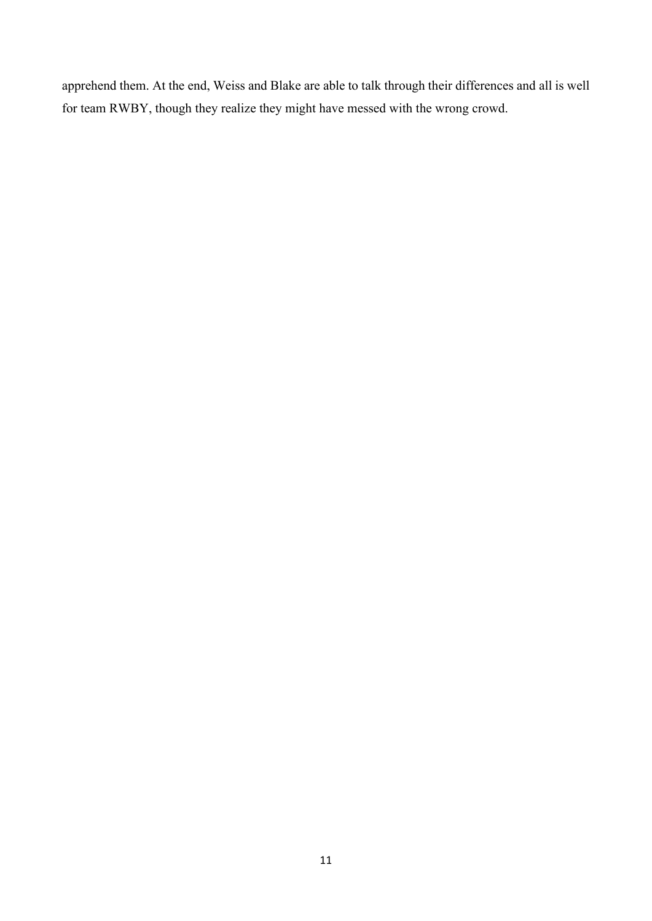apprehend them. At the end, Weiss and Blake are able to talk through their differences and all is well for team RWBY, though they realize they might have messed with the wrong crowd.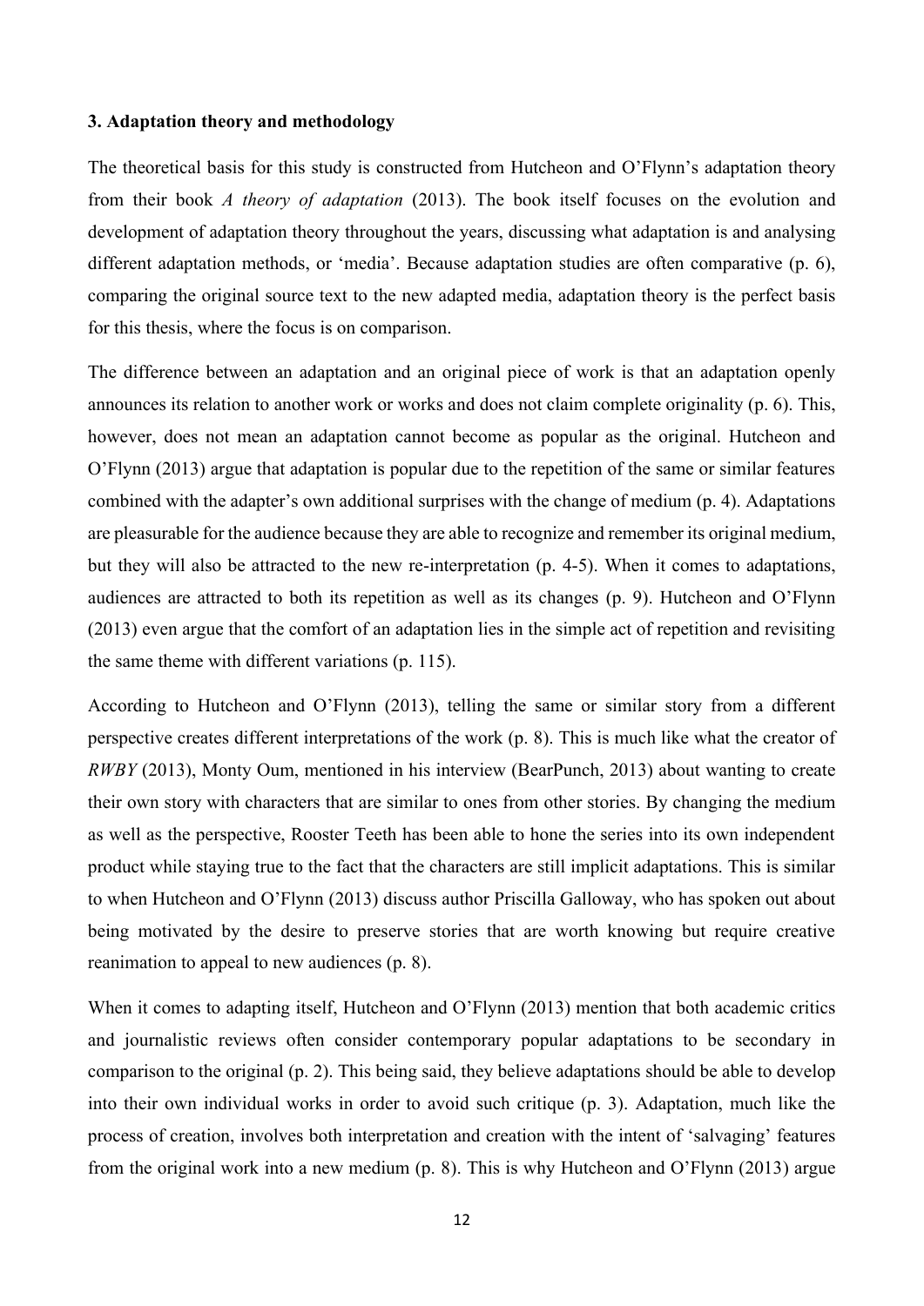**3. Adaptation theory and methodology**

The theoretical basis for this study is constructed from Hutcheon and O'Flynn's adaptation theory from their book *A theory of adaptation* (2013). The book itself focuses on the evolution and development of adaptation theory throughout the years, discussing what adaptation is and analysing different adaptation methods, or 'media'. Because adaptation studies are often comparative (p. 6), comparing the original source text to the new adapted media, adaptation theory is the perfect basis for this thesis, where the focus is on comparison.

The difference between an adaptation and an original piece of work is that an adaptation openly announces its relation to another work or works and does not claim complete originality (p. 6). This, however, does not mean an adaptation cannot become as popular as the original. Hutcheon and O'Flynn (2013) argue that adaptation is popular due to the repetition of the same or similar features combined with the adapter's own additional surprises with the change of medium (p. 4). Adaptations are pleasurable for the audience because they are able to recognize and remember its original medium, but they will also be attracted to the new re-interpretation (p. 4-5). When it comes to adaptations, audiences are attracted to both its repetition as well as its changes (p. 9). Hutcheon and O'Flynn (2013) even argue that the comfort of an adaptation lies in the simple act of repetition and revisiting the same theme with different variations (p. 115).

According to Hutcheon and O'Flynn (2013), telling the same or similar story from a different perspective creates different interpretations of the work (p. 8). This is much like what the creator of *RWBY* (2013), Monty Oum, mentioned in his interview (BearPunch, 2013) about wanting to create their own story with characters that are similar to ones from other stories. By changing the medium as well as the perspective, Rooster Teeth has been able to hone the series into its own independent product while staying true to the fact that the characters are still implicit adaptations. This is similar to when Hutcheon and O'Flynn (2013) discuss author Priscilla Galloway, who has spoken out about being motivated by the desire to preserve stories that are worth knowing but require creative reanimation to appeal to new audiences (p. 8).

When it comes to adapting itself, Hutcheon and O'Flynn (2013) mention that both academic critics and journalistic reviews often consider contemporary popular adaptations to be secondary in comparison to the original (p. 2). This being said, they believe adaptations should be able to develop into their own individual works in order to avoid such critique (p. 3). Adaptation, much like the process of creation, involves both interpretation and creation with the intent of 'salvaging' features from the original work into a new medium (p. 8). This is why Hutcheon and O'Flynn (2013) argue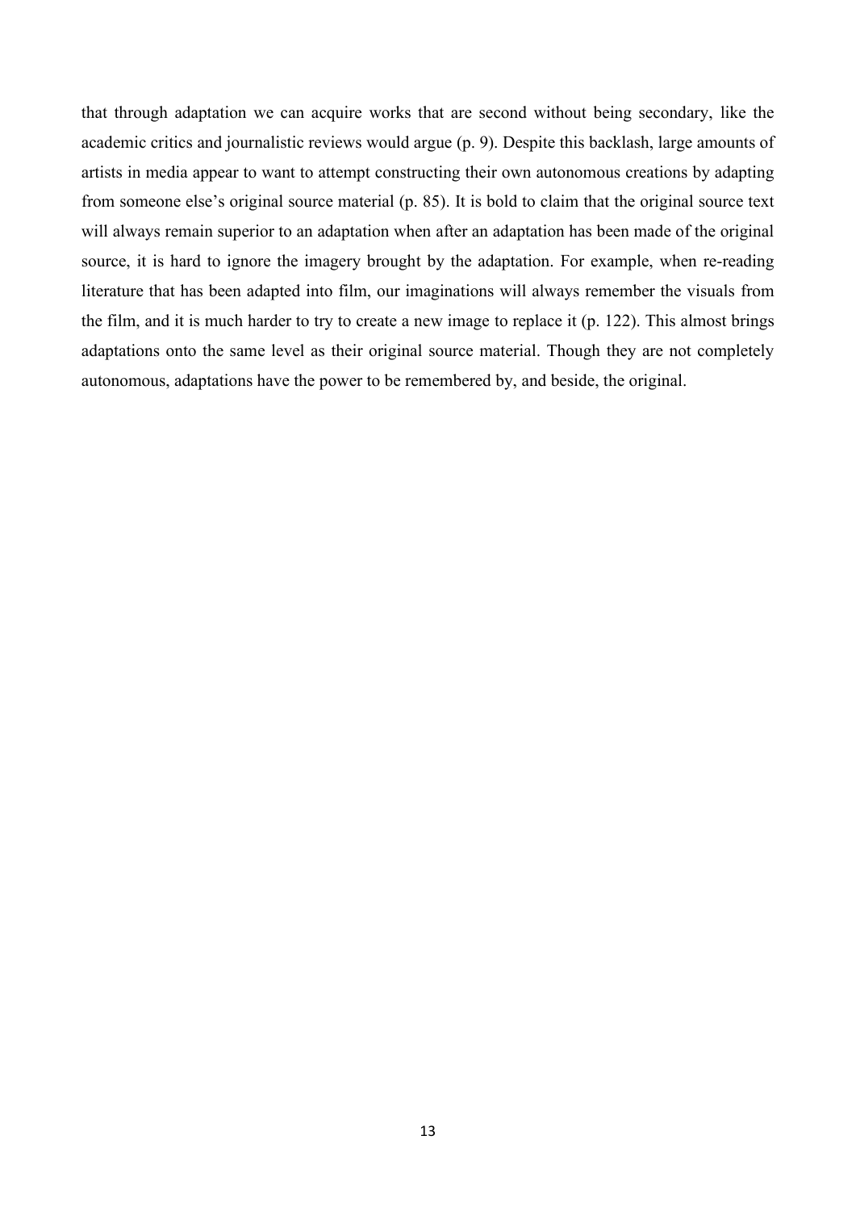that through adaptation we can acquire works that are second without being secondary, like the academic critics and journalistic reviews would argue (p. 9). Despite this backlash, large amounts of artists in media appear to want to attempt constructing their own autonomous creations by adapting from someone else's original source material (p. 85). It is bold to claim that the original source text will always remain superior to an adaptation when after an adaptation has been made of the original source, it is hard to ignore the imagery brought by the adaptation. For example, when re-reading literature that has been adapted into film, our imaginations will always remember the visuals from the film, and it is much harder to try to create a new image to replace it (p. 122). This almost brings adaptations onto the same level as their original source material. Though they are not completely autonomous, adaptations have the power to be remembered by, and beside, the original.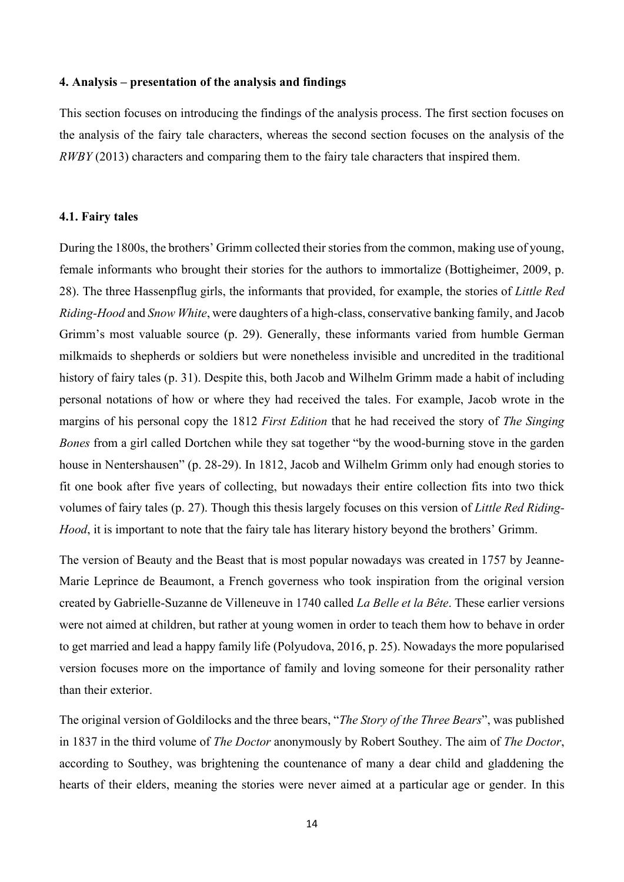#### 4. Analysis – presentation of the analysis and findings

This section focuses on introducing the findings of the analysis process. The first section focuses on the analysis of the fairy tale characters, whereas the second section focuses on the analysis of the *RWBY* (2013) characters and comparing them to the fairy tale characters that inspired them.

#### 4.1. Fairy tales

During the 1800s, the brothers' Grimm collected their stories from the common, making use of young, female informants who brought their stories for the authors to immortalize (Bottigheimer, 2009, p. 28). The three Hassenpflug girls, the informants that provided, for example, the stories of *Little Red Riding-Hood* and *Snow White*, were daughters of a high-class, conservative banking family, and Jacob Grimm's most valuable source (p. 29). Generally, these informants varied from humble German milkmaids to shepherds or soldiers but were nonetheless invisible and uncredited in the traditional history of fairy tales (p. 31). Despite this, both Jacob and Wilhelm Grimm made a habit of including personal notations of how or where they had received the tales. For example, Jacob wrote in the margins of his personal copy the 1812 *First Edition* that he had received the story of *The Singing Bones* from a girl called Dortchen while they sat together "by the wood-burning stove in the garden house in Nentershausen" (p. 28-29). In 1812, Jacob and Wilhelm Grimm only had enough stories to fit one book after five years of collecting, but nowadays their entire collection fits into two thick volumes of fairy tales (p. 27). Though this thesis largely focuses on this version of *Little Red Riding-Hood*, it is important to note that the fairy tale has literary history beyond the brothers' Grimm.

The version of Beauty and the Beast that is most popular nowadays was created in 1757 by Jeanne-Marie Leprince de Beaumont, a French governess who took inspiration from the original version created by Gabrielle-Suzanne de Villeneuve in 1740 called *La Belle et la Bête*. These earlier versions were not aimed at children, but rather at young women in order to teach them how to behave in order to get married and lead a happy family life (Polyudova, 2016, p. 25). Nowadays the more popularised version focuses more on the importance of family and loving someone for their personality rather than their exterior.

The original version of Goldilocks and the three bears, "*The Story of the Three Bears*", was published in 1837 in the third volume of *The Doctor* anonymously by Robert Southey. The aim of *The Doctor*, according to Southey, was brightening the countenance of many a dear child and gladdening the hearts of their elders, meaning the stories were never aimed at a particular age or gender. In this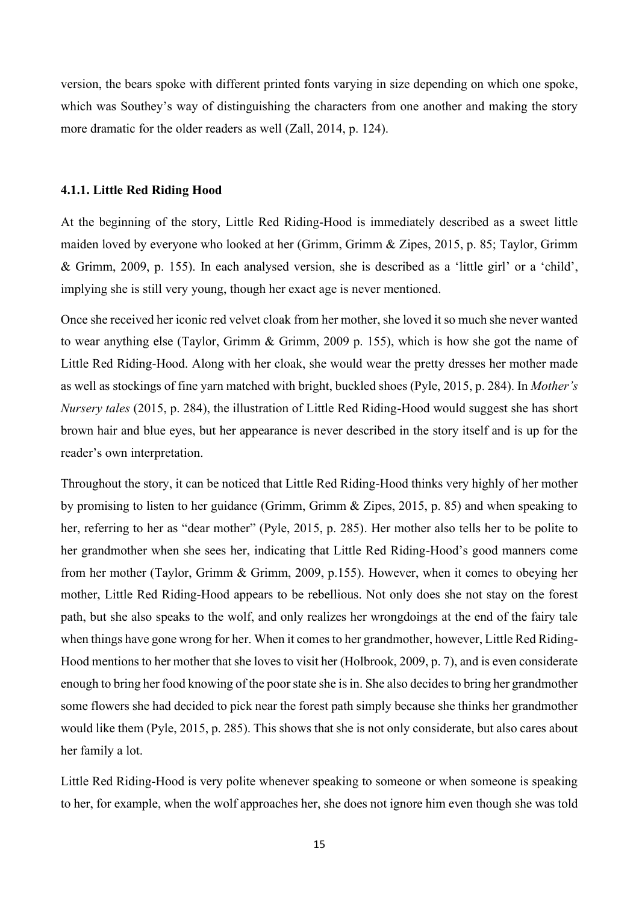version, the bears spoke with different printed fonts varying in size depending on which one spoke, which was Southey's way of distinguishing the characters from one another and making the story more dramatic for the older readers as well (Zall, 2014, p. 124).

#### 4.1.1. Little Red Riding Hood

At the beginning of the story, Little Red Riding-Hood is immediately described as a sweet little maiden loved by everyone who looked at her (Grimm, Grimm & Zipes, 2015, p. 85; Taylor, Grimm & Grimm, 2009, p. 155). In each analysed version, she is described as a 'little girl' or a 'child', implying she is still very young, though her exact age is never mentioned.

Once she received her iconic red velvet cloak from her mother, she loved it so much she never wanted to wear anything else (Taylor, Grimm & Grimm, 2009 p. 155), which is how she got the name of Little Red Riding-Hood. Along with her cloak, she would wear the pretty dresses her mother made as well as stockings of fine yarn matched with bright, buckled shoes (Pyle, 2015, p. 284). In *Mother's Nursery tales* (2015, p. 284), the illustration of Little Red Riding-Hood would suggest she has short brown hair and blue eyes, but her appearance is never described in the story itself and is up for the reader's own interpretation.

Throughout the story, it can be noticed that Little Red Riding-Hood thinks very highly of her mother by promising to listen to her guidance (Grimm, Grimm & Zipes, 2015, p. 85) and when speaking to her, referring to her as "dear mother" (Pyle, 2015, p. 285). Her mother also tells her to be polite to her grandmother when she sees her, indicating that Little Red Riding-Hood's good manners come from her mother (Taylor, Grimm & Grimm, 2009, p.155). However, when it comes to obeying her mother, Little Red Riding-Hood appears to be rebellious. Not only does she not stay on the forest path, but she also speaks to the wolf, and only realizes her wrongdoings at the end of the fairy tale when things have gone wrong for her. When it comes to her grandmother, however, Little Red Riding-Hood mentions to her mother that she loves to visit her (Holbrook, 2009, p. 7), and is even considerate enough to bring her food knowing of the poor state she is in. She also decides to bring her grandmother some flowers she had decided to pick near the forest path simply because she thinks her grandmother would like them (Pyle, 2015, p. 285). This shows that she is not only considerate, but also cares about her family a lot.

Little Red Riding-Hood is very polite whenever speaking to someone or when someone is speaking to her, for example, when the wolf approaches her, she does not ignore him even though she was told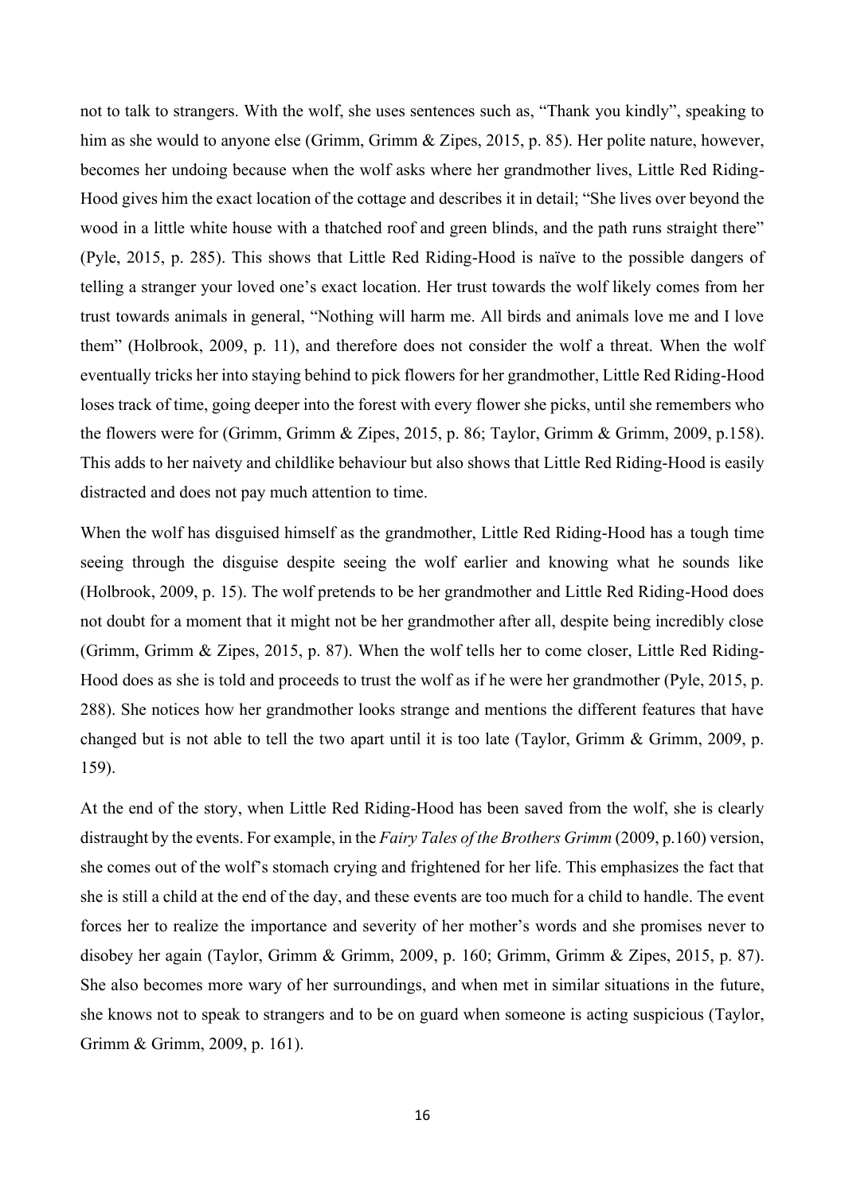not to talk to strangers. With the wolf, she uses sentences such as, "Thank you kindly", speaking to him as she would to anyone else (Grimm, Grimm & Zipes, 2015, p. 85). Her polite nature, however, becomes her undoing because when the wolf asks where her grandmother lives, Little Red Riding-Hood gives him the exact location of the cottage and describes it in detail; "She lives over beyond the wood in a little white house with a thatched roof and green blinds, and the path runs straight there" (Pyle, 2015, p. 285). This shows that Little Red Riding-Hood is naïve to the possible dangers of telling a stranger your loved one's exact location. Her trust towards the wolf likely comes from her trust towards animals in general, "Nothing will harm me. All birds and animals love me and I love them" (Holbrook, 2009, p. 11), and therefore does not consider the wolf a threat. When the wolf eventually tricks her into staying behind to pick flowers for her grandmother, Little Red Riding-Hood loses track of time, going deeper into the forest with every flower she picks, until she remembers who the flowers were for (Grimm, Grimm & Zipes, 2015, p. 86; Taylor, Grimm & Grimm, 2009, p.158). This adds to her naivety and childlike behaviour but also shows that Little Red Riding-Hood is easily distracted and does not pay much attention to time.

When the wolf has disguised himself as the grandmother, Little Red Riding-Hood has a tough time seeing through the disguise despite seeing the wolf earlier and knowing what he sounds like (Holbrook, 2009, p. 15). The wolf pretends to be her grandmother and Little Red Riding-Hood does not doubt for a moment that it might not be her grandmother after all, despite being incredibly close (Grimm, Grimm & Zipes, 2015, p. 87). When the wolf tells her to come closer, Little Red Riding-Hood does as she is told and proceeds to trust the wolf as if he were her grandmother (Pyle, 2015, p. 288). She notices how her grandmother looks strange and mentions the different features that have changed but is not able to tell the two apart until it is too late (Taylor, Grimm & Grimm, 2009, p. 159).

At the end of the story, when Little Red Riding-Hood has been saved from the wolf, she is clearly distraught by the events. For example, in the *Fairy Tales of the Brothers Grimm* (2009, p.160) version, she comes out of the wolf's stomach crying and frightened for her life. This emphasizes the fact that she is still a child at the end of the day, and these events are too much for a child to handle. The event forces her to realize the importance and severity of her mother's words and she promises never to disobey her again (Taylor, Grimm & Grimm, 2009, p. 160; Grimm, Grimm & Zipes, 2015, p. 87). She also becomes more wary of her surroundings, and when met in similar situations in the future, she knows not to speak to strangers and to be on guard when someone is acting suspicious (Taylor, Grimm & Grimm, 2009, p. 161).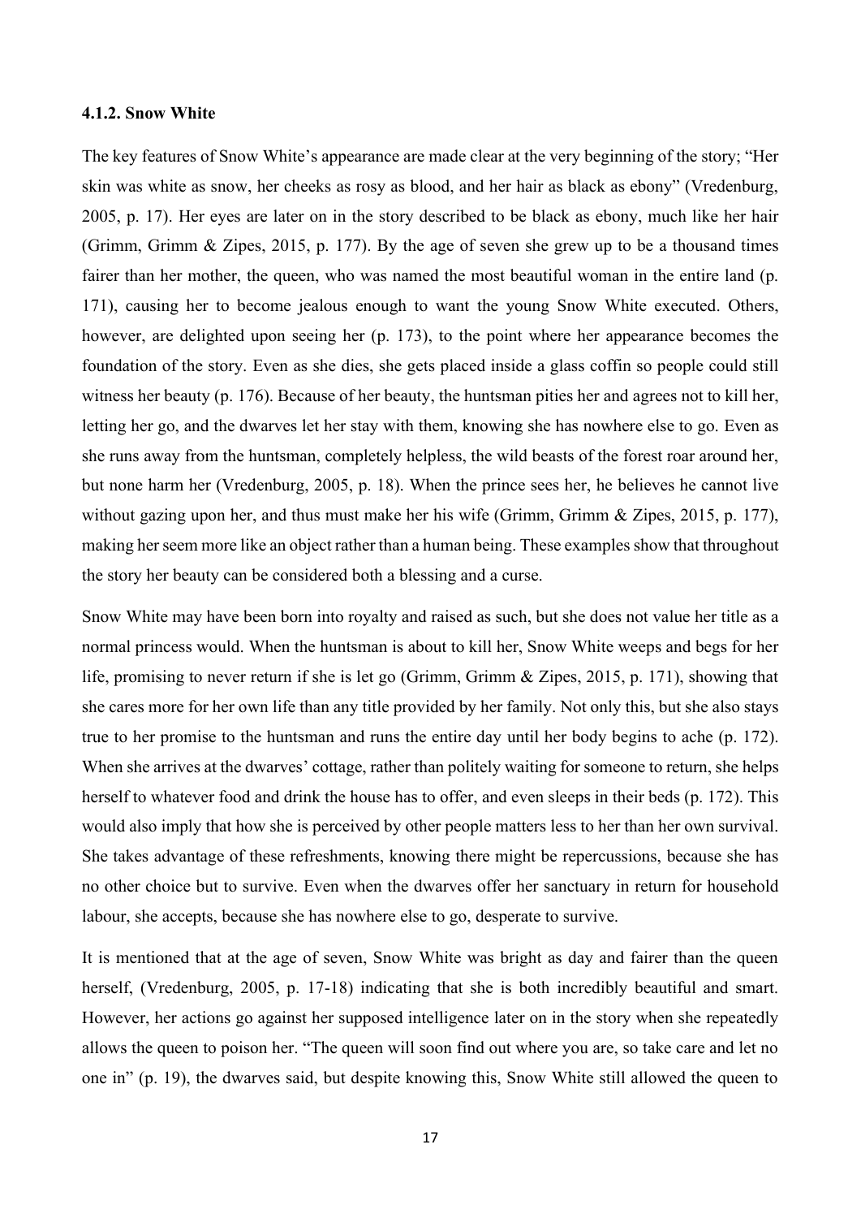#### 4.1.2. Snow White

The key features of Snow White's appearance are made clear at the very beginning of the story; "Her skin was white as snow, her cheeks as rosy as blood, and her hair as black as ebony" (Vredenburg, 2005, p. 17). Her eyes are later on in the story described to be black as ebony, much like her hair (Grimm, Grimm & Zipes, 2015, p. 177). By the age of seven she grew up to be a thousand times fairer than her mother, the queen, who was named the most beautiful woman in the entire land (p. 171), causing her to become jealous enough to want the young Snow White executed. Others, however, are delighted upon seeing her (p. 173), to the point where her appearance becomes the foundation of the story. Even as she dies, she gets placed inside a glass coffin so people could still witness her beauty (p. 176). Because of her beauty, the huntsman pities her and agrees not to kill her, letting her go, and the dwarves let her stay with them, knowing she has nowhere else to go. Even as she runs away from the huntsman, completely helpless, the wild beasts of the forest roar around her, but none harm her (Vredenburg, 2005, p. 18). When the prince sees her, he believes he cannot live without gazing upon her, and thus must make her his wife (Grimm, Grimm & Zipes, 2015, p. 177), making her seem more like an object rather than a human being. These examples show that throughout the story her beauty can be considered both a blessing and a curse.

Snow White may have been born into royalty and raised as such, but she does not value her title as a normal princess would. When the huntsman is about to kill her, Snow White weeps and begs for her life, promising to never return if she is let go (Grimm, Grimm & Zipes, 2015, p. 171), showing that she cares more for her own life than any title provided by her family. Not only this, but she also stays true to her promise to the huntsman and runs the entire day until her body begins to ache (p. 172). When she arrives at the dwarves' cottage, rather than politely waiting for someone to return, she helps herself to whatever food and drink the house has to offer, and even sleeps in their beds (p. 172). This would also imply that how she is perceived by other people matters less to her than her own survival. She takes advantage of these refreshments, knowing there might be repercussions, because she has no other choice but to survive. Even when the dwarves offer her sanctuary in return for household labour, she accepts, because she has nowhere else to go, desperate to survive.

It is mentioned that at the age of seven, Snow White was bright as day and fairer than the queen herself, (Vredenburg, 2005, p. 17-18) indicating that she is both incredibly beautiful and smart. However, her actions go against her supposed intelligence later on in the story when she repeatedly allows the queen to poison her. "The queen will soon find out where you are, so take care and let no one in" (p. 19), the dwarves said, but despite knowing this, Snow White still allowed the queen to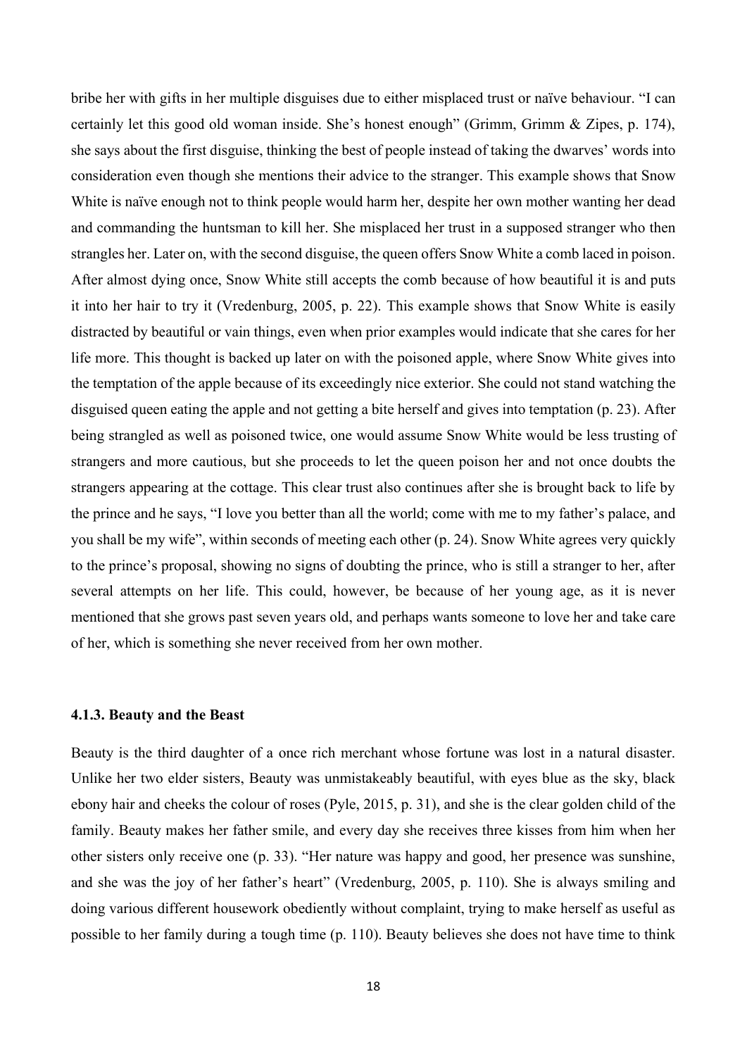bribe her with gifts in her multiple disguises due to either misplaced trust or naïve behaviour. “I can certainly let this good old woman inside. She’s honest enough” (Grimm, Grimm & Zipes, p. 174), she says about the first disguise, thinking the best of people instead of taking the dwarves’ words into consideration even though she mentions their advice to the stranger. This example shows that Snow White is naïve enough not to think people would harm her, despite her own mother wanting her dead and commanding the huntsman to kill her. She misplaced her trust in a supposed stranger who then strangles her. Later on, with the second disguise, the queen offers Snow White a comb laced in poison. After almost dying once, Snow White still accepts the comb because of how beautiful it is and puts it into her hair to try it (Vredenburg, 2005, p. 22). This example shows that Snow White is easily distracted by beautiful or vain things, even when prior examples would indicate that she cares for her life more. This thought is backed up later on with the poisoned apple, where Snow White gives into the temptation of the apple because of its exceedingly nice exterior. She could not stand watching the disguised queen eating the apple and not getting a bite herself and gives into temptation (p. 23). After being strangled as well as poisoned twice, one would assume Snow White would be less trusting of strangers and more cautious, but she proceeds to let the queen poison her and not once doubts the strangers appearing at the cottage. This clear trust also continues after she is brought back to life by the prince and he says, “I love you better than all the world; come with me to my father’s palace, and you shall be my wife”, within seconds of meeting each other (p. 24). Snow White agrees very quickly to the prince’s proposal, showing no signs of doubting the prince, who is still a stranger to her, after several attempts on her life. This could, however, be because of her young age, as it is never mentioned that she grows past seven years old, and perhaps wants someone to love her and take care of her, which is something she never received from her own mother.

### 4.1.3. Beauty and the Beast

Beauty is the third daughter of a once rich merchant whose fortune was lost in a natural disaster. Unlike her two elder sisters, Beauty was unmistakeably beautiful, with eyes blue as the sky, black ebony hair and cheeks the colour of roses (Pyle, 2015, p. 31), and she is the clear golden child of the family. Beauty makes her father smile, and every day she receives three kisses from him when her other sisters only receive one (p. 33). “Her nature was happy and good, her presence was sunshine, and she was the joy of her father’s heart” (Vredenburg, 2005, p. 110). She is always smiling and doing various different housework obediently without complaint, trying to make herself as useful as possible to her family during a tough time (p. 110). Beauty believes she does not have time to think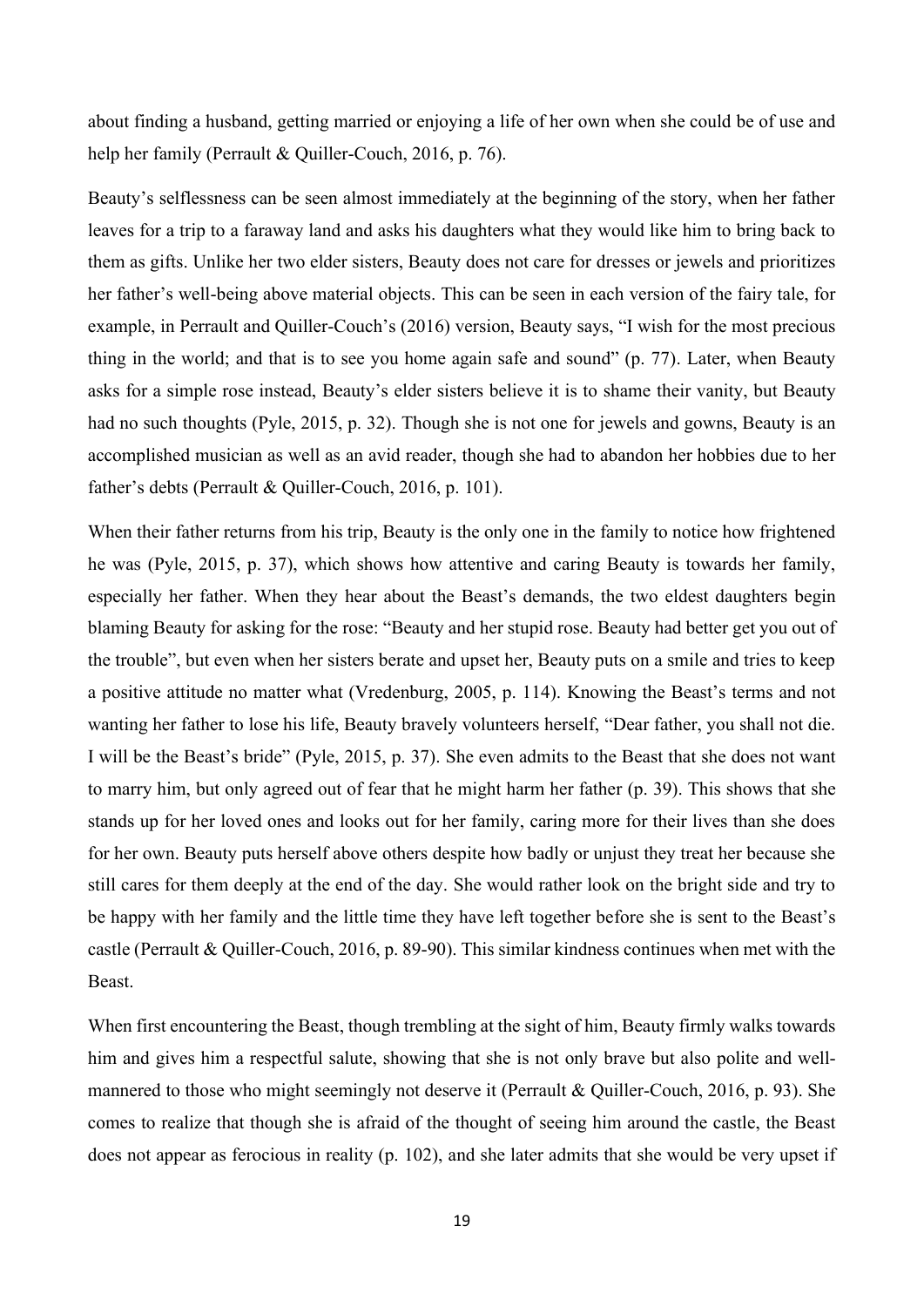about finding a husband, getting married or enjoying a life of her own when she could be of use and help her family (Perrault & Quiller-Couch, 2016, p. 76).

Beauty's selflessness can be seen almost immediately at the beginning of the story, when her father leaves for a trip to a faraway land and asks his daughters what they would like him to bring back to them as gifts. Unlike her two elder sisters, Beauty does not care for dresses or jewels and prioritizes her father's well-being above material objects. This can be seen in each version of the fairy tale, for example, in Perrault and Quiller-Couch's (2016) version, Beauty says, "I wish for the most precious thing in the world; and that is to see you home again safe and sound" (p. 77). Later, when Beauty asks for a simple rose instead, Beauty's elder sisters believe it is to shame their vanity, but Beauty had no such thoughts (Pyle, 2015, p. 32). Though she is not one for jewels and gowns, Beauty is an accomplished musician as well as an avid reader, though she had to abandon her hobbies due to her father's debts (Perrault & Quiller-Couch, 2016, p. 101).

When their father returns from his trip, Beauty is the only one in the family to notice how frightened he was (Pyle, 2015, p. 37), which shows how attentive and caring Beauty is towards her family, especially her father. When they hear about the Beast's demands, the two eldest daughters begin blaming Beauty for asking for the rose: "Beauty and her stupid rose. Beauty had better get you out of the trouble", but even when her sisters berate and upset her, Beauty puts on a smile and tries to keep a positive attitude no matter what (Vredenburg, 2005, p. 114). Knowing the Beast's terms and not wanting her father to lose his life, Beauty bravely volunteers herself, "Dear father, you shall not die. I will be the Beast's bride" (Pyle, 2015, p. 37). She even admits to the Beast that she does not want to marry him, but only agreed out of fear that he might harm her father (p. 39). This shows that she stands up for her loved ones and looks out for her family, caring more for their lives than she does for her own. Beauty puts herself above others despite how badly or unjust they treat her because she still cares for them deeply at the end of the day. She would rather look on the bright side and try to be happy with her family and the little time they have left together before she is sent to the Beast's castle (Perrault & Quiller-Couch, 2016, p. 89-90). This similar kindness continues when met with the Beast.

When first encountering the Beast, though trembling at the sight of him, Beauty firmly walks towards him and gives him a respectful salute, showing that she is not only brave but also polite and well-mannered to those who might seemingly not deserve it (Perrault & Quiller-Couch, 2016, p. 93). She comes to realize that though she is afraid of the thought of seeing him around the castle, the Beast does not appear as ferocious in reality (p. 102), and she later admits that she would be very upset if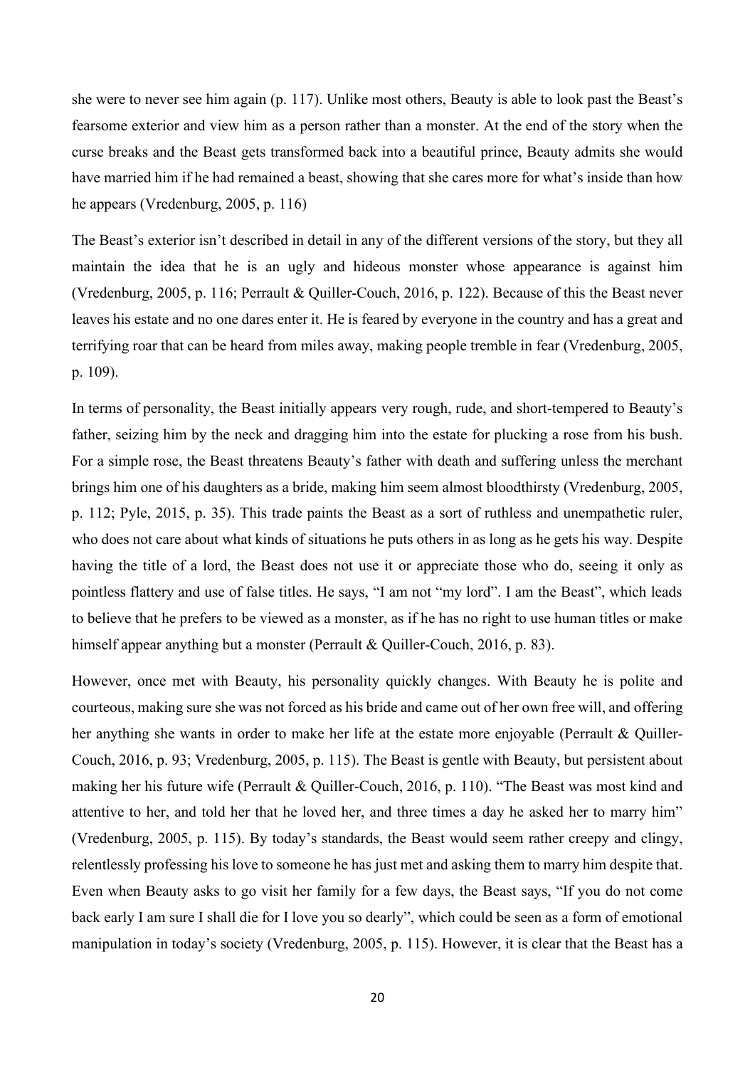she were to never see him again (p. 117). Unlike most others, Beauty is able to look past the Beast's fearsome exterior and view him as a person rather than a monster. At the end of the story when the curse breaks and the Beast gets transformed back into a beautiful prince, Beauty admits she would have married him if he had remained a beast, showing that she cares more for what's inside than how he appears (Vredenburg, 2005, p. 116)

The Beast's exterior isn't described in detail in any of the different versions of the story, but they all maintain the idea that he is an ugly and hideous monster whose appearance is against him (Vredenburg, 2005, p. 116; Perrault & Quiller-Couch, 2016, p. 122). Because of this the Beast never leaves his estate and no one dares enter it. He is feared by everyone in the country and has a great and terrifying roar that can be heard from miles away, making people tremble in fear (Vredenburg, 2005, p. 109).

In terms of personality, the Beast initially appears very rough, rude, and short-tempered to Beauty's father, seizing him by the neck and dragging him into the estate for plucking a rose from his bush. For a simple rose, the Beast threatens Beauty's father with death and suffering unless the merchant brings him one of his daughters as a bride, making him seem almost bloodthirsty (Vredenburg, 2005, p. 112; Pyle, 2015, p. 35). This trade paints the Beast as a sort of ruthless and unempathetic ruler, who does not care about what kinds of situations he puts others in as long as he gets his way. Despite having the title of a lord, the Beast does not use it or appreciate those who do, seeing it only as pointless flattery and use of false titles. He says, "I am not "my lord". I am the Beast", which leads to believe that he prefers to be viewed as a monster, as if he has no right to use human titles or make himself appear anything but a monster (Perrault & Quiller-Couch, 2016, p. 83).

However, once met with Beauty, his personality quickly changes. With Beauty he is polite and courteous, making sure she was not forced as his bride and came out of her own free will, and offering her anything she wants in order to make her life at the estate more enjoyable (Perrault & Quiller-Couch, 2016, p. 93; Vredenburg, 2005, p. 115). The Beast is gentle with Beauty, but persistent about making her his future wife (Perrault & Quiller-Couch, 2016, p. 110). "The Beast was most kind and attentive to her, and told her that he loved her, and three times a day he asked her to marry him" (Vredenburg, 2005, p. 115). By today's standards, the Beast would seem rather creepy and clingy, relentlessly professing his love to someone he has just met and asking them to marry him despite that. Even when Beauty asks to go visit her family for a few days, the Beast says, "If you do not come back early I am sure I shall die for I love you so dearly", which could be seen as a form of emotional manipulation in today's society (Vredenburg, 2005, p. 115). However, it is clear that the Beast has a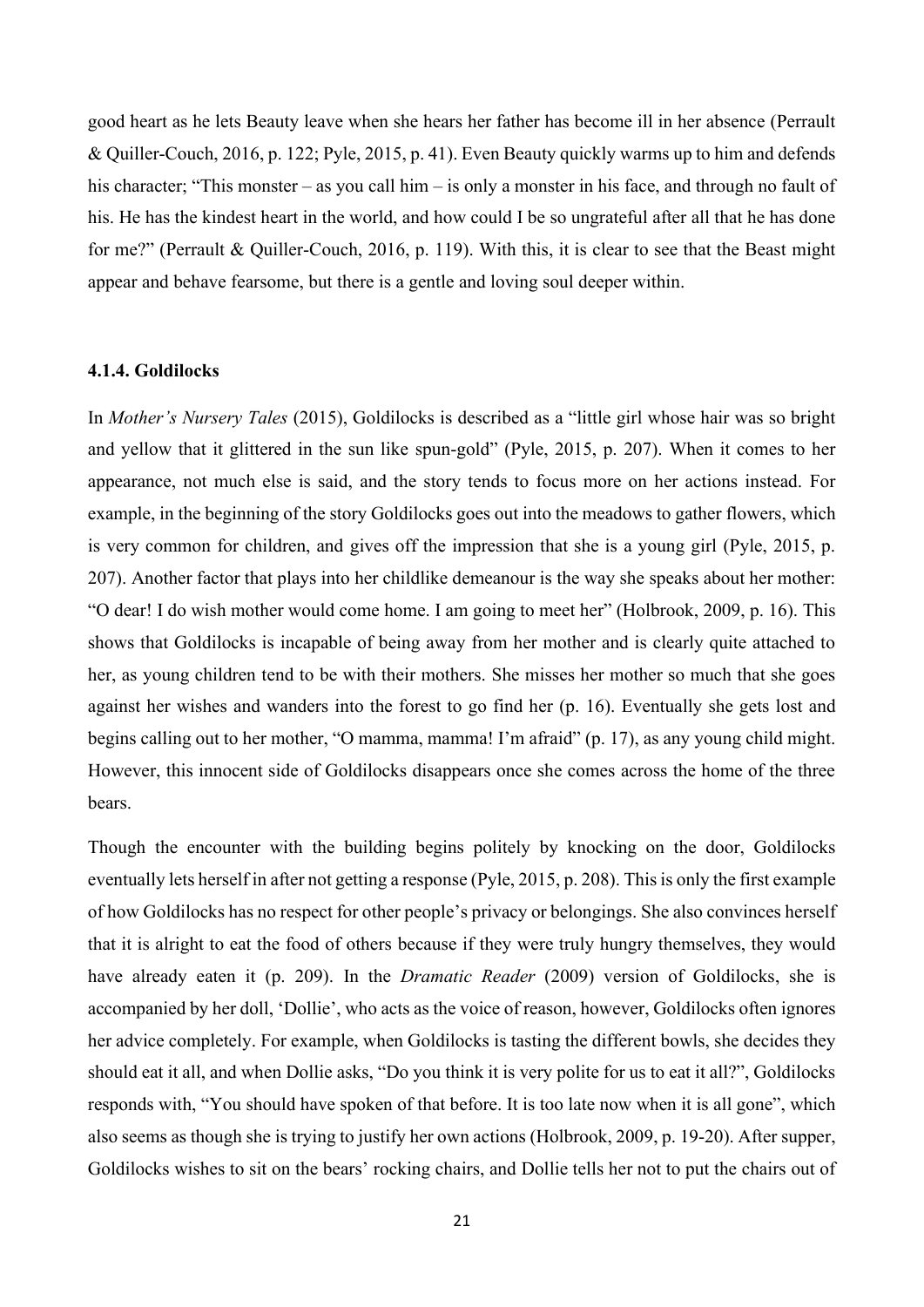good heart as he lets Beauty leave when she hears her father has become ill in her absence (Perrault & Quiller-Couch, 2016, p. 122; Pyle, 2015, p. 41). Even Beauty quickly warms up to him and defends his character; "This monster – as you call him – is only a monster in his face, and through no fault of his. He has the kindest heart in the world, and how could I be so ungrateful after all that he has done for me?" (Perrault & Quiller-Couch, 2016, p. 119). With this, it is clear to see that the Beast might appear and behave fearsome, but there is a gentle and loving soul deeper within.

#### 4.1.4. Goldilocks

In *Mother's Nursery Tales* (2015), Goldilocks is described as a "little girl whose hair was so bright and yellow that it glittered in the sun like spun-gold" (Pyle, 2015, p. 207). When it comes to her appearance, not much else is said, and the story tends to focus more on her actions instead. For example, in the beginning of the story Goldilocks goes out into the meadows to gather flowers, which is very common for children, and gives off the impression that she is a young girl (Pyle, 2015, p. 207). Another factor that plays into her childlike demeanour is the way she speaks about her mother: "O dear! I do wish mother would come home. I am going to meet her" (Holbrook, 2009, p. 16). This shows that Goldilocks is incapable of being away from her mother and is clearly quite attached to her, as young children tend to be with their mothers. She misses her mother so much that she goes against her wishes and wanders into the forest to go find her (p. 16). Eventually she gets lost and begins calling out to her mother, "O mamma, mamma! I'm afraid" (p. 17), as any young child might. However, this innocent side of Goldilocks disappears once she comes across the home of the three bears.

Though the encounter with the building begins politely by knocking on the door, Goldilocks eventually lets herself in after not getting a response (Pyle, 2015, p. 208). This is only the first example of how Goldilocks has no respect for other people's privacy or belongings. She also convinces herself that it is alright to eat the food of others because if they were truly hungry themselves, they would have already eaten it (p. 209). In the *Dramatic Reader* (2009) version of Goldilocks, she is accompanied by her doll, 'Dollie', who acts as the voice of reason, however, Goldilocks often ignores her advice completely. For example, when Goldilocks is tasting the different bowls, she decides they should eat it all, and when Dollie asks, "Do you think it is very polite for us to eat it all?", Goldilocks responds with, "You should have spoken of that before. It is too late now when it is all gone", which also seems as though she is trying to justify her own actions (Holbrook, 2009, p. 19-20). After supper, Goldilocks wishes to sit on the bears' rocking chairs, and Dollie tells her not to put the chairs out of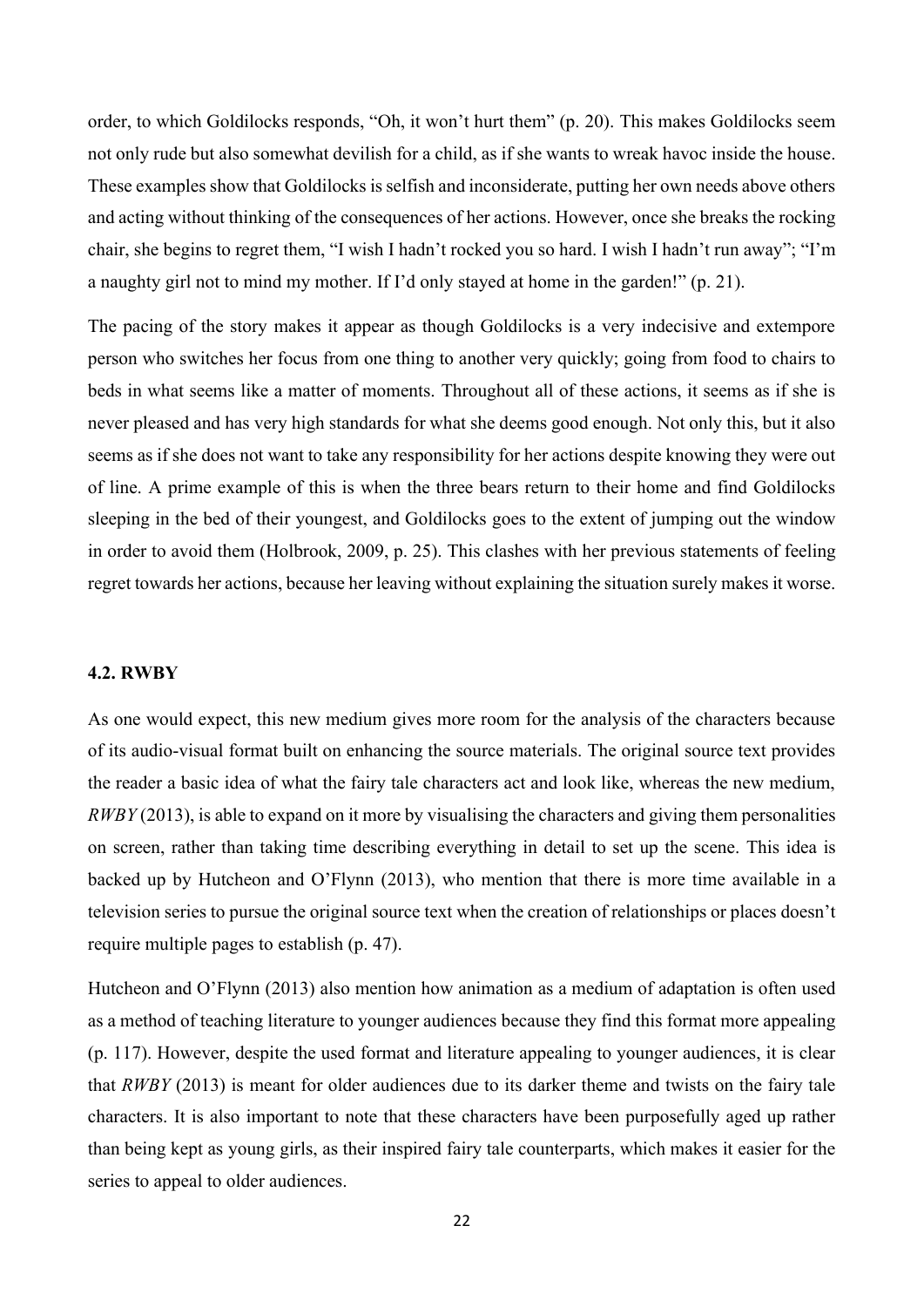order, to which Goldilocks responds, “Oh, it won’t hurt them” (p. 20). This makes Goldilocks seem not only rude but also somewhat devilish for a child, as if she wants to wreak havoc inside the house. These examples show that Goldilocks is selfish and inconsiderate, putting her own needs above others and acting without thinking of the consequences of her actions. However, once she breaks the rocking chair, she begins to regret them, “I wish I hadn’t rocked you so hard. I wish I hadn’t run away”; “I’m a naughty girl not to mind my mother. If I’d only stayed at home in the garden!” (p. 21).

The pacing of the story makes it appear as though Goldilocks is a very indecisive and extempore person who switches her focus from one thing to another very quickly; going from food to chairs to beds in what seems like a matter of moments. Throughout all of these actions, it seems as if she is never pleased and has very high standards for what she deems good enough. Not only this, but it also seems as if she does not want to take any responsibility for her actions despite knowing they were out of line. A prime example of this is when the three bears return to their home and find Goldilocks sleeping in the bed of their youngest, and Goldilocks goes to the extent of jumping out the window in order to avoid them (Holbrook, 2009, p. 25). This clashes with her previous statements of feeling regret towards her actions, because her leaving without explaining the situation surely makes it worse.

### 4.2. RWBY

As one would expect, this new medium gives more room for the analysis of the characters because of its audio-visual format built on enhancing the source materials. The original source text provides the reader a basic idea of what the fairy tale characters act and look like, whereas the new medium, *RWBY* (2013), is able to expand on it more by visualising the characters and giving them personalities on screen, rather than taking time describing everything in detail to set up the scene. This idea is backed up by Hutcheon and O’Flynn (2013), who mention that there is more time available in a television series to pursue the original source text when the creation of relationships or places doesn’t require multiple pages to establish (p. 47).

Hutcheon and O’Flynn (2013) also mention how animation as a medium of adaptation is often used as a method of teaching literature to younger audiences because they find this format more appealing (p. 117). However, despite the used format and literature appealing to younger audiences, it is clear that *RWBY* (2013) is meant for older audiences due to its darker theme and twists on the fairy tale characters. It is also important to note that these characters have been purposefully aged up rather than being kept as young girls, as their inspired fairy tale counterparts, which makes it easier for the series to appeal to older audiences.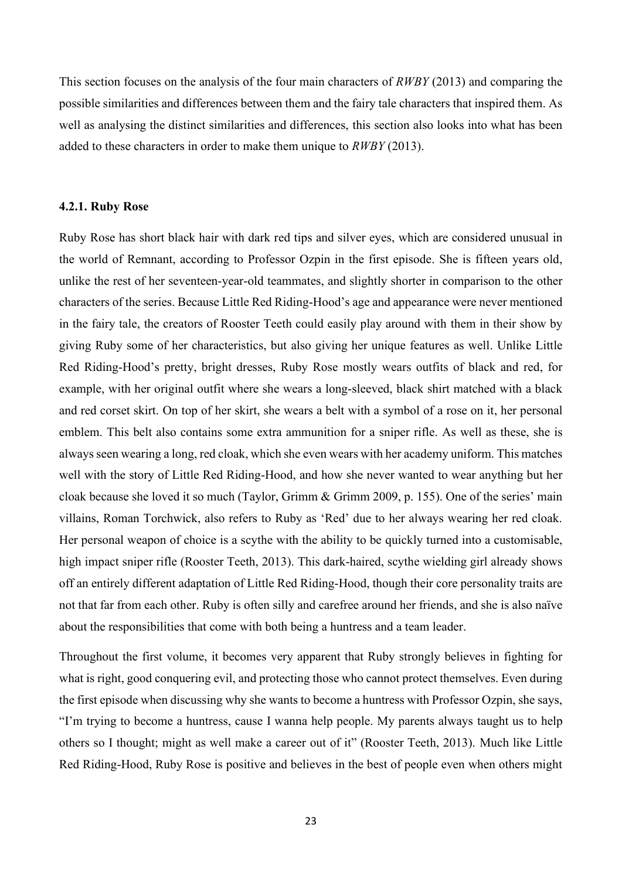This section focuses on the analysis of the four main characters of *RWBY* (2013) and comparing the possible similarities and differences between them and the fairy tale characters that inspired them. As well as analysing the distinct similarities and differences, this section also looks into what has been added to these characters in order to make them unique to *RWBY* (2013).

#### 4.2.1. Ruby Rose

Ruby Rose has short black hair with dark red tips and silver eyes, which are considered unusual in the world of Remnant, according to Professor Ozpin in the first episode. She is fifteen years old, unlike the rest of her seventeen-year-old teammates, and slightly shorter in comparison to the other characters of the series. Because Little Red Riding-Hood's age and appearance were never mentioned in the fairy tale, the creators of Rooster Teeth could easily play around with them in their show by giving Ruby some of her characteristics, but also giving her unique features as well. Unlike Little Red Riding-Hood's pretty, bright dresses, Ruby Rose mostly wears outfits of black and red, for example, with her original outfit where she wears a long-sleeved, black shirt matched with a black and red corset skirt. On top of her skirt, she wears a belt with a symbol of a rose on it, her personal emblem. This belt also contains some extra ammunition for a sniper rifle. As well as these, she is always seen wearing a long, red cloak, which she even wears with her academy uniform. This matches well with the story of Little Red Riding-Hood, and how she never wanted to wear anything but her cloak because she loved it so much (Taylor, Grimm & Grimm 2009, p. 155). One of the series' main villains, Roman Torchwick, also refers to Ruby as 'Red' due to her always wearing her red cloak. Her personal weapon of choice is a scythe with the ability to be quickly turned into a customisable, high impact sniper rifle (Rooster Teeth, 2013). This dark-haired, scythe wielding girl already shows off an entirely different adaptation of Little Red Riding-Hood, though their core personality traits are not that far from each other. Ruby is often silly and carefree around her friends, and she is also naïve about the responsibilities that come with both being a huntress and a team leader.

Throughout the first volume, it becomes very apparent that Ruby strongly believes in fighting for what is right, good conquering evil, and protecting those who cannot protect themselves. Even during the first episode when discussing why she wants to become a huntress with Professor Ozpin, she says, "I'm trying to become a huntress, cause I wanna help people. My parents always taught us to help others so I thought; might as well make a career out of it" (Rooster Teeth, 2013). Much like Little Red Riding-Hood, Ruby Rose is positive and believes in the best of people even when others might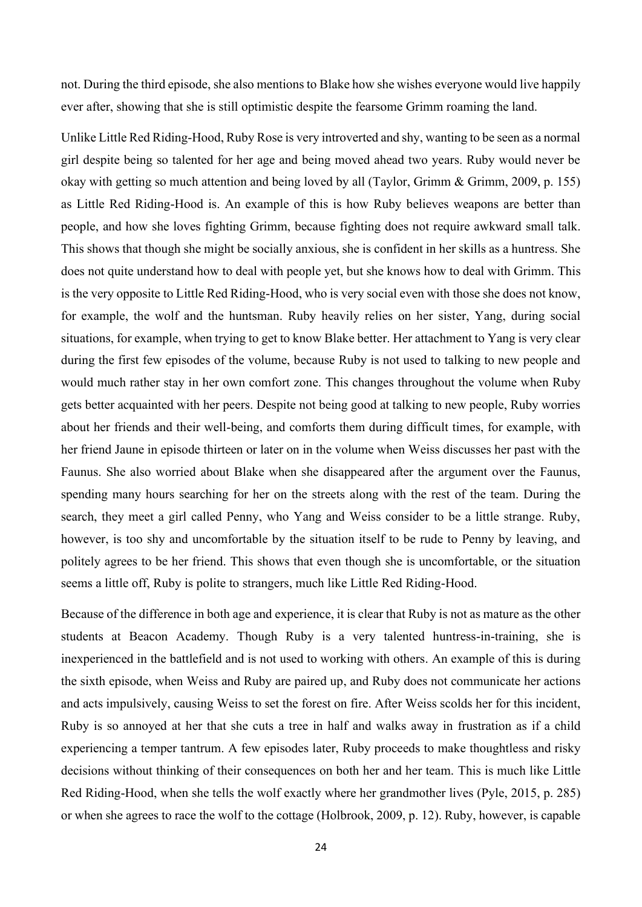not. During the third episode, she also mentions to Blake how she wishes everyone would live happily ever after, showing that she is still optimistic despite the fearsome Grimm roaming the land.

Unlike Little Red Riding-Hood, Ruby Rose is very introverted and shy, wanting to be seen as a normal girl despite being so talented for her age and being moved ahead two years. Ruby would never be okay with getting so much attention and being loved by all (Taylor, Grimm & Grimm, 2009, p. 155) as Little Red Riding-Hood is. An example of this is how Ruby believes weapons are better than people, and how she loves fighting Grimm, because fighting does not require awkward small talk. This shows that though she might be socially anxious, she is confident in her skills as a huntress. She does not quite understand how to deal with people yet, but she knows how to deal with Grimm. This is the very opposite to Little Red Riding-Hood, who is very social even with those she does not know, for example, the wolf and the huntsman. Ruby heavily relies on her sister, Yang, during social situations, for example, when trying to get to know Blake better. Her attachment to Yang is very clear during the first few episodes of the volume, because Ruby is not used to talking to new people and would much rather stay in her own comfort zone. This changes throughout the volume when Ruby gets better acquainted with her peers. Despite not being good at talking to new people, Ruby worries about her friends and their well-being, and comforts them during difficult times, for example, with her friend Jaune in episode thirteen or later on in the volume when Weiss discusses her past with the Faunus. She also worried about Blake when she disappeared after the argument over the Faunus, spending many hours searching for her on the streets along with the rest of the team. During the search, they meet a girl called Penny, who Yang and Weiss consider to be a little strange. Ruby, however, is too shy and uncomfortable by the situation itself to be rude to Penny by leaving, and politely agrees to be her friend. This shows that even though she is uncomfortable, or the situation seems a little off, Ruby is polite to strangers, much like Little Red Riding-Hood.

Because of the difference in both age and experience, it is clear that Ruby is not as mature as the other students at Beacon Academy. Though Ruby is a very talented huntress-in-training, she is inexperienced in the battlefield and is not used to working with others. An example of this is during the sixth episode, when Weiss and Ruby are paired up, and Ruby does not communicate her actions and acts impulsively, causing Weiss to set the forest on fire. After Weiss scolds her for this incident, Ruby is so annoyed at her that she cuts a tree in half and walks away in frustration as if a child experiencing a temper tantrum. A few episodes later, Ruby proceeds to make thoughtless and risky decisions without thinking of their consequences on both her and her team. This is much like Little Red Riding-Hood, when she tells the wolf exactly where her grandmother lives (Pyle, 2015, p. 285) or when she agrees to race the wolf to the cottage (Holbrook, 2009, p. 12). Ruby, however, is capable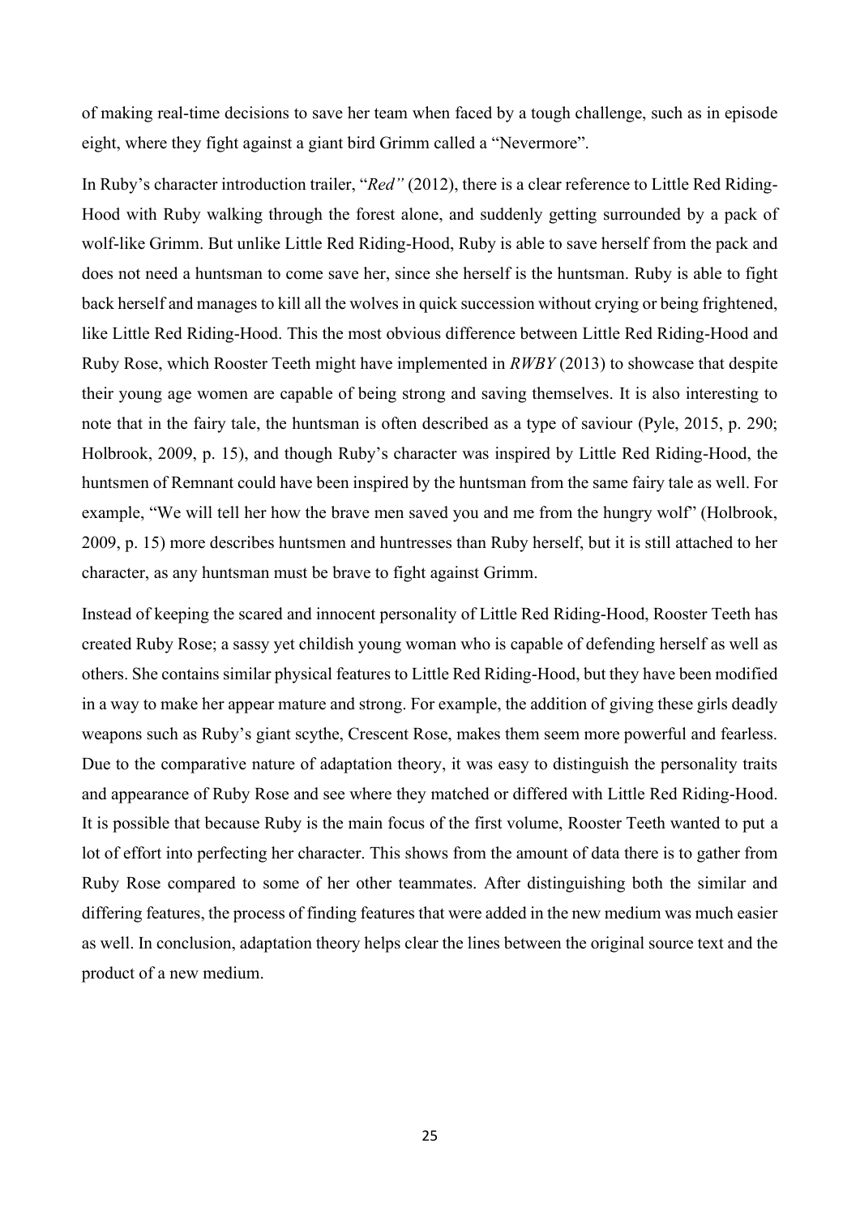of making real-time decisions to save her team when faced by a tough challenge, such as in episode eight, where they fight against a giant bird Grimm called a "Nevermore".

In Ruby's character introduction trailer, "*Red"* (2012), there is a clear reference to Little Red Riding-Hood with Ruby walking through the forest alone, and suddenly getting surrounded by a pack of wolf-like Grimm. But unlike Little Red Riding-Hood, Ruby is able to save herself from the pack and does not need a huntsman to come save her, since she herself is the huntsman. Ruby is able to fight back herself and manages to kill all the wolves in quick succession without crying or being frightened, like Little Red Riding-Hood. This the most obvious difference between Little Red Riding-Hood and Ruby Rose, which Rooster Teeth might have implemented in *RWBY* (2013) to showcase that despite their young age women are capable of being strong and saving themselves. It is also interesting to note that in the fairy tale, the huntsman is often described as a type of saviour (Pyle, 2015, p. 290; Holbrook, 2009, p. 15), and though Ruby's character was inspired by Little Red Riding-Hood, the huntsmen of Remnant could have been inspired by the huntsman from the same fairy tale as well. For example, "We will tell her how the brave men saved you and me from the hungry wolf" (Holbrook, 2009, p. 15) more describes huntsmen and huntresses than Ruby herself, but it is still attached to her character, as any huntsman must be brave to fight against Grimm.

Instead of keeping the scared and innocent personality of Little Red Riding-Hood, Rooster Teeth has created Ruby Rose; a sassy yet childish young woman who is capable of defending herself as well as others. She contains similar physical features to Little Red Riding-Hood, but they have been modified in a way to make her appear mature and strong. For example, the addition of giving these girls deadly weapons such as Ruby's giant scythe, Crescent Rose, makes them seem more powerful and fearless. Due to the comparative nature of adaptation theory, it was easy to distinguish the personality traits and appearance of Ruby Rose and see where they matched or differed with Little Red Riding-Hood. It is possible that because Ruby is the main focus of the first volume, Rooster Teeth wanted to put a lot of effort into perfecting her character. This shows from the amount of data there is to gather from Ruby Rose compared to some of her other teammates. After distinguishing both the similar and differing features, the process of finding features that were added in the new medium was much easier as well. In conclusion, adaptation theory helps clear the lines between the original source text and the product of a new medium.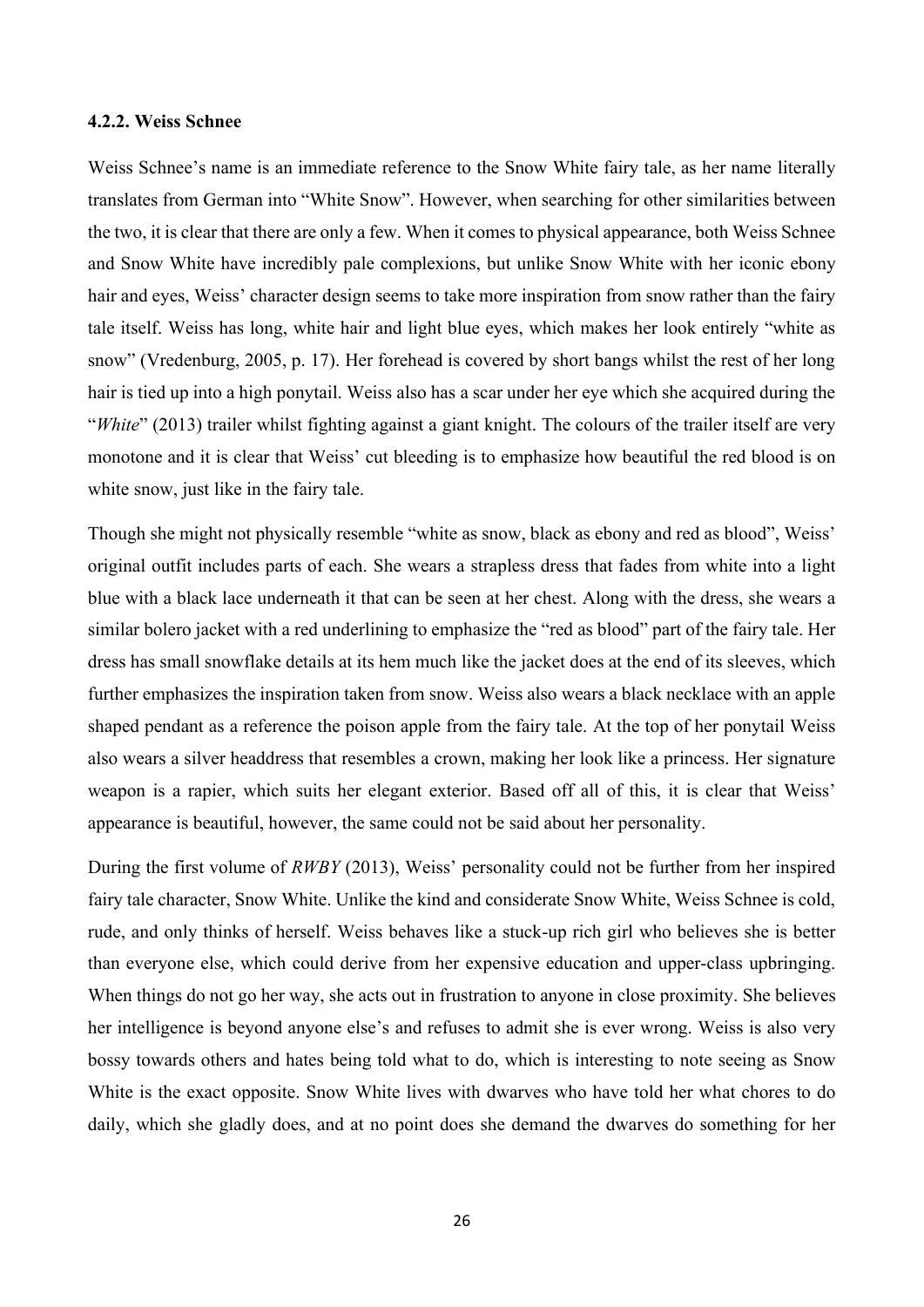#### 4.2.2. Weiss Schnee

Weiss Schnee's name is an immediate reference to the Snow White fairy tale, as her name literally translates from German into "White Snow". However, when searching for other similarities between the two, it is clear that there are only a few. When it comes to physical appearance, both Weiss Schnee and Snow White have incredibly pale complexions, but unlike Snow White with her iconic ebony hair and eyes, Weiss' character design seems to take more inspiration from snow rather than the fairy tale itself. Weiss has long, white hair and light blue eyes, which makes her look entirely "white as snow" (Vredenburg, 2005, p. 17). Her forehead is covered by short bangs whilst the rest of her long hair is tied up into a high ponytail. Weiss also has a scar under her eye which she acquired during the "*White*" (2013) trailer whilst fighting against a giant knight. The colours of the trailer itself are very monotone and it is clear that Weiss' cut bleeding is to emphasize how beautiful the red blood is on white snow, just like in the fairy tale.

Though she might not physically resemble "white as snow, black as ebony and red as blood", Weiss' original outfit includes parts of each. She wears a strapless dress that fades from white into a light blue with a black lace underneath it that can be seen at her chest. Along with the dress, she wears a similar bolero jacket with a red underlining to emphasize the "red as blood" part of the fairy tale. Her dress has small snowflake details at its hem much like the jacket does at the end of its sleeves, which further emphasizes the inspiration taken from snow. Weiss also wears a black necklace with an apple shaped pendant as a reference the poison apple from the fairy tale. At the top of her ponytail Weiss also wears a silver headdress that resembles a crown, making her look like a princess. Her signature weapon is a rapier, which suits her elegant exterior. Based off all of this, it is clear that Weiss' appearance is beautiful, however, the same could not be said about her personality.

During the first volume of *RWBY* (2013), Weiss' personality could not be further from her inspired fairy tale character, Snow White. Unlike the kind and considerate Snow White, Weiss Schnee is cold, rude, and only thinks of herself. Weiss behaves like a stuck-up rich girl who believes she is better than everyone else, which could derive from her expensive education and upper-class upbringing. When things do not go her way, she acts out in frustration to anyone in close proximity. She believes her intelligence is beyond anyone else's and refuses to admit she is ever wrong. Weiss is also very bossy towards others and hates being told what to do, which is interesting to note seeing as Snow White is the exact opposite. Snow White lives with dwarves who have told her what chores to do daily, which she gladly does, and at no point does she demand the dwarves do something for her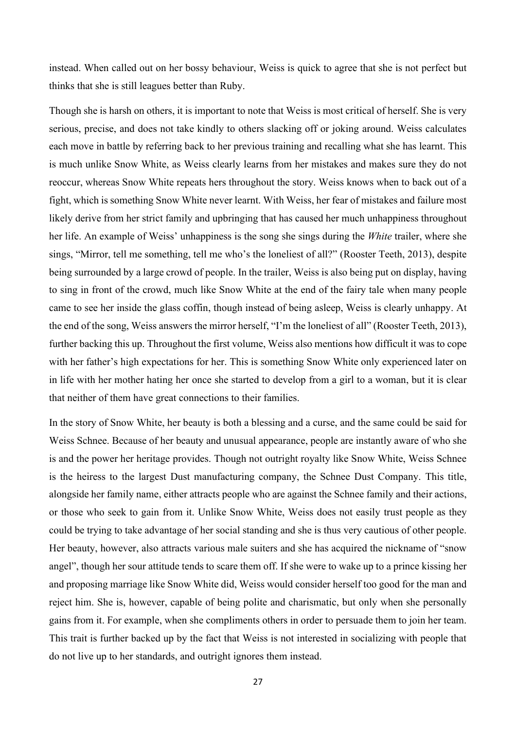instead. When called out on her bossy behaviour, Weiss is quick to agree that she is not perfect but thinks that she is still leagues better than Ruby.

Though she is harsh on others, it is important to note that Weiss is most critical of herself. She is very serious, precise, and does not take kindly to others slacking off or joking around. Weiss calculates each move in battle by referring back to her previous training and recalling what she has learnt. This is much unlike Snow White, as Weiss clearly learns from her mistakes and makes sure they do not reoccur, whereas Snow White repeats hers throughout the story. Weiss knows when to back out of a fight, which is something Snow White never learnt. With Weiss, her fear of mistakes and failure most likely derive from her strict family and upbringing that has caused her much unhappiness throughout her life. An example of Weiss' unhappiness is the song she sings during the *White* trailer, where she sings, "Mirror, tell me something, tell me who's the loneliest of all?" (Rooster Teeth, 2013), despite being surrounded by a large crowd of people. In the trailer, Weiss is also being put on display, having to sing in front of the crowd, much like Snow White at the end of the fairy tale when many people came to see her inside the glass coffin, though instead of being asleep, Weiss is clearly unhappy. At the end of the song, Weiss answers the mirror herself, "I'm the loneliest of all" (Rooster Teeth, 2013), further backing this up. Throughout the first volume, Weiss also mentions how difficult it was to cope with her father's high expectations for her. This is something Snow White only experienced later on in life with her mother hating her once she started to develop from a girl to a woman, but it is clear that neither of them have great connections to their families.

In the story of Snow White, her beauty is both a blessing and a curse, and the same could be said for Weiss Schnee. Because of her beauty and unusual appearance, people are instantly aware of who she is and the power her heritage provides. Though not outright royalty like Snow White, Weiss Schnee is the heiress to the largest Dust manufacturing company, the Schnee Dust Company. This title, alongside her family name, either attracts people who are against the Schnee family and their actions, or those who seek to gain from it. Unlike Snow White, Weiss does not easily trust people as they could be trying to take advantage of her social standing and she is thus very cautious of other people. Her beauty, however, also attracts various male suiters and she has acquired the nickname of "snow angel", though her sour attitude tends to scare them off. If she were to wake up to a prince kissing her and proposing marriage like Snow White did, Weiss would consider herself too good for the man and reject him. She is, however, capable of being polite and charismatic, but only when she personally gains from it. For example, when she compliments others in order to persuade them to join her team. This trait is further backed up by the fact that Weiss is not interested in socializing with people that do not live up to her standards, and outright ignores them instead.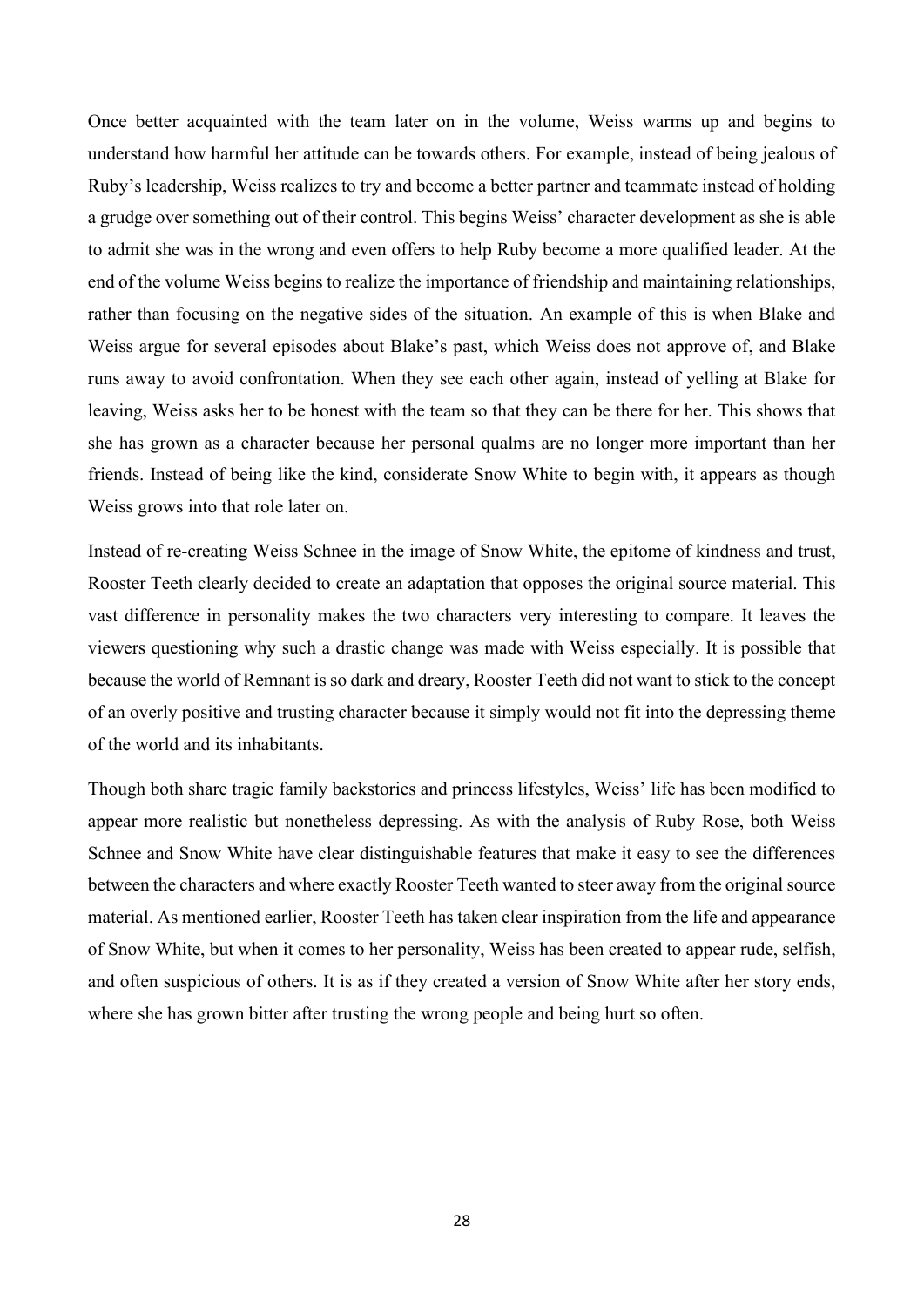Once better acquainted with the team later on in the volume, Weiss warms up and begins to understand how harmful her attitude can be towards others. For example, instead of being jealous of Ruby's leadership, Weiss realizes to try and become a better partner and teammate instead of holding a grudge over something out of their control. This begins Weiss' character development as she is able to admit she was in the wrong and even offers to help Ruby become a more qualified leader. At the end of the volume Weiss begins to realize the importance of friendship and maintaining relationships, rather than focusing on the negative sides of the situation. An example of this is when Blake and Weiss argue for several episodes about Blake's past, which Weiss does not approve of, and Blake runs away to avoid confrontation. When they see each other again, instead of yelling at Blake for leaving, Weiss asks her to be honest with the team so that they can be there for her. This shows that she has grown as a character because her personal qualms are no longer more important than her friends. Instead of being like the kind, considerate Snow White to begin with, it appears as though Weiss grows into that role later on.

Instead of re-creating Weiss Schnee in the image of Snow White, the epitome of kindness and trust, Rooster Teeth clearly decided to create an adaptation that opposes the original source material. This vast difference in personality makes the two characters very interesting to compare. It leaves the viewers questioning why such a drastic change was made with Weiss especially. It is possible that because the world of Remnant is so dark and dreary, Rooster Teeth did not want to stick to the concept of an overly positive and trusting character because it simply would not fit into the depressing theme of the world and its inhabitants.

Though both share tragic family backstories and princess lifestyles, Weiss' life has been modified to appear more realistic but nonetheless depressing. As with the analysis of Ruby Rose, both Weiss Schnee and Snow White have clear distinguishable features that make it easy to see the differences between the characters and where exactly Rooster Teeth wanted to steer away from the original source material. As mentioned earlier, Rooster Teeth has taken clear inspiration from the life and appearance of Snow White, but when it comes to her personality, Weiss has been created to appear rude, selfish, and often suspicious of others. It is as if they created a version of Snow White after her story ends, where she has grown bitter after trusting the wrong people and being hurt so often.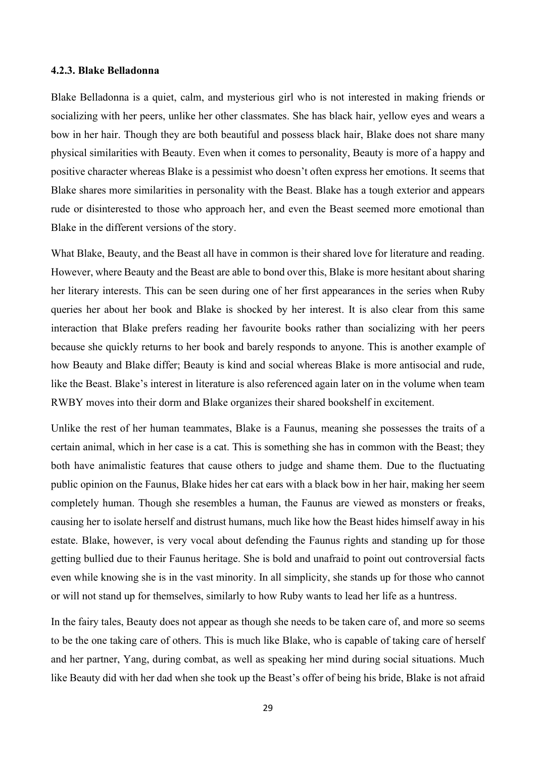#### 4.2.3. Blake Belladonna

Blake Belladonna is a quiet, calm, and mysterious girl who is not interested in making friends or socializing with her peers, unlike her other classmates. She has black hair, yellow eyes and wears a bow in her hair. Though they are both beautiful and possess black hair, Blake does not share many physical similarities with Beauty. Even when it comes to personality, Beauty is more of a happy and positive character whereas Blake is a pessimist who doesn't often express her emotions. It seems that Blake shares more similarities in personality with the Beast. Blake has a tough exterior and appears rude or disinterested to those who approach her, and even the Beast seemed more emotional than Blake in the different versions of the story.

What Blake, Beauty, and the Beast all have in common is their shared love for literature and reading. However, where Beauty and the Beast are able to bond over this, Blake is more hesitant about sharing her literary interests. This can be seen during one of her first appearances in the series when Ruby queries her about her book and Blake is shocked by her interest. It is also clear from this same interaction that Blake prefers reading her favourite books rather than socializing with her peers because she quickly returns to her book and barely responds to anyone. This is another example of how Beauty and Blake differ; Beauty is kind and social whereas Blake is more antisocial and rude, like the Beast. Blake's interest in literature is also referenced again later on in the volume when team RWBY moves into their dorm and Blake organizes their shared bookshelf in excitement.

Unlike the rest of her human teammates, Blake is a Faunus, meaning she possesses the traits of a certain animal, which in her case is a cat. This is something she has in common with the Beast; they both have animalistic features that cause others to judge and shame them. Due to the fluctuating public opinion on the Faunus, Blake hides her cat ears with a black bow in her hair, making her seem completely human. Though she resembles a human, the Faunus are viewed as monsters or freaks, causing her to isolate herself and distrust humans, much like how the Beast hides himself away in his estate. Blake, however, is very vocal about defending the Faunus rights and standing up for those getting bullied due to their Faunus heritage. She is bold and unafraid to point out controversial facts even while knowing she is in the vast minority. In all simplicity, she stands up for those who cannot or will not stand up for themselves, similarly to how Ruby wants to lead her life as a huntress.

In the fairy tales, Beauty does not appear as though she needs to be taken care of, and more so seems to be the one taking care of others. This is much like Blake, who is capable of taking care of herself and her partner, Yang, during combat, as well as speaking her mind during social situations. Much like Beauty did with her dad when she took up the Beast's offer of being his bride, Blake is not afraid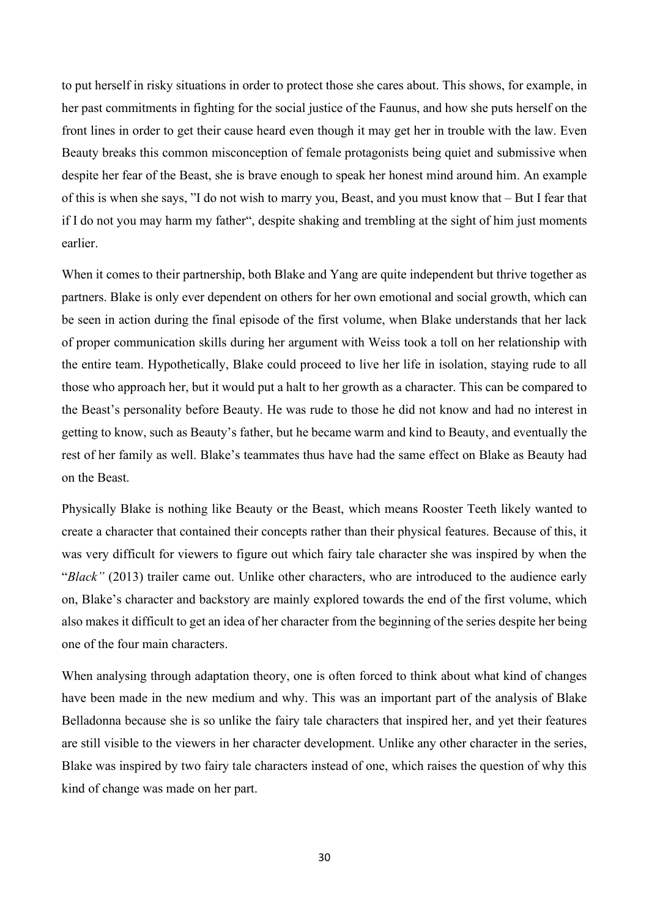to put herself in risky situations in order to protect those she cares about. This shows, for example, in her past commitments in fighting for the social justice of the Faunus, and how she puts herself on the front lines in order to get their cause heard even though it may get her in trouble with the law. Even Beauty breaks this common misconception of female protagonists being quiet and submissive when despite her fear of the Beast, she is brave enough to speak her honest mind around him. An example of this is when she says, "I do not wish to marry you, Beast, and you must know that – But I fear that if I do not you may harm my father", despite shaking and trembling at the sight of him just moments earlier.

When it comes to their partnership, both Blake and Yang are quite independent but thrive together as partners. Blake is only ever dependent on others for her own emotional and social growth, which can be seen in action during the final episode of the first volume, when Blake understands that her lack of proper communication skills during her argument with Weiss took a toll on her relationship with the entire team. Hypothetically, Blake could proceed to live her life in isolation, staying rude to all those who approach her, but it would put a halt to her growth as a character. This can be compared to the Beast's personality before Beauty. He was rude to those he did not know and had no interest in getting to know, such as Beauty's father, but he became warm and kind to Beauty, and eventually the rest of her family as well. Blake's teammates thus have had the same effect on Blake as Beauty had on the Beast.

Physically Blake is nothing like Beauty or the Beast, which means Rooster Teeth likely wanted to create a character that contained their concepts rather than their physical features. Because of this, it was very difficult for viewers to figure out which fairy tale character she was inspired by when the "*Black"* (2013) trailer came out. Unlike other characters, who are introduced to the audience early on, Blake's character and backstory are mainly explored towards the end of the first volume, which also makes it difficult to get an idea of her character from the beginning of the series despite her being one of the four main characters.

When analysing through adaptation theory, one is often forced to think about what kind of changes have been made in the new medium and why. This was an important part of the analysis of Blake Belladonna because she is so unlike the fairy tale characters that inspired her, and yet their features are still visible to the viewers in her character development. Unlike any other character in the series, Blake was inspired by two fairy tale characters instead of one, which raises the question of why this kind of change was made on her part.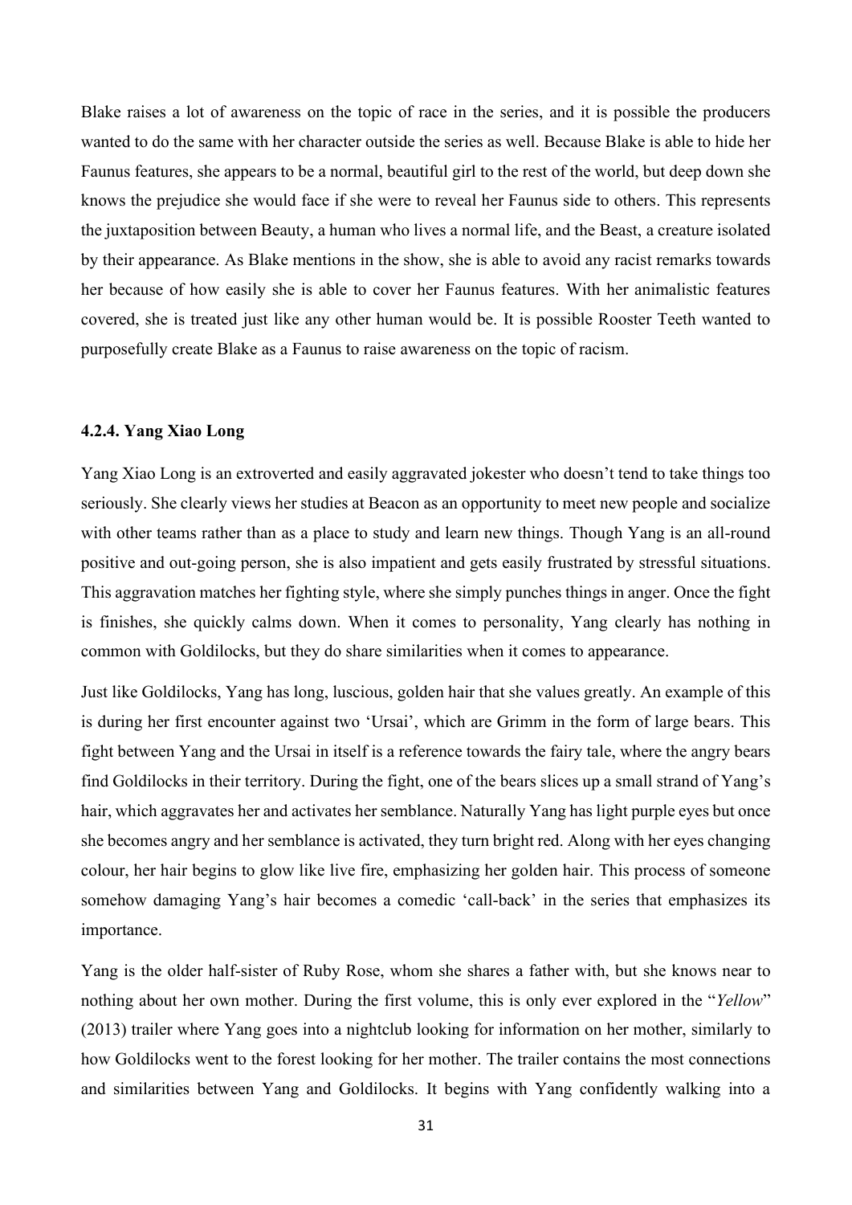Blake raises a lot of awareness on the topic of race in the series, and it is possible the producers wanted to do the same with her character outside the series as well. Because Blake is able to hide her Faunus features, she appears to be a normal, beautiful girl to the rest of the world, but deep down she knows the prejudice she would face if she were to reveal her Faunus side to others. This represents the juxtaposition between Beauty, a human who lives a normal life, and the Beast, a creature isolated by their appearance. As Blake mentions in the show, she is able to avoid any racist remarks towards her because of how easily she is able to cover her Faunus features. With her animalistic features covered, she is treated just like any other human would be. It is possible Rooster Teeth wanted to purposefully create Blake as a Faunus to raise awareness on the topic of racism.

#### 4.2.4. Yang Xiao Long

Yang Xiao Long is an extroverted and easily aggravated jokester who doesn't tend to take things too seriously. She clearly views her studies at Beacon as an opportunity to meet new people and socialize with other teams rather than as a place to study and learn new things. Though Yang is an all-round positive and out-going person, she is also impatient and gets easily frustrated by stressful situations. This aggravation matches her fighting style, where she simply punches things in anger. Once the fight is finishes, she quickly calms down. When it comes to personality, Yang clearly has nothing in common with Goldilocks, but they do share similarities when it comes to appearance.

Just like Goldilocks, Yang has long, luscious, golden hair that she values greatly. An example of this is during her first encounter against two 'Ursai', which are Grimm in the form of large bears. This fight between Yang and the Ursai in itself is a reference towards the fairy tale, where the angry bears find Goldilocks in their territory. During the fight, one of the bears slices up a small strand of Yang's hair, which aggravates her and activates her semblance. Naturally Yang has light purple eyes but once she becomes angry and her semblance is activated, they turn bright red. Along with her eyes changing colour, her hair begins to glow like live fire, emphasizing her golden hair. This process of someone somehow damaging Yang's hair becomes a comedic 'call-back' in the series that emphasizes its importance.

Yang is the older half-sister of Ruby Rose, whom she shares a father with, but she knows near to nothing about her own mother. During the first volume, this is only ever explored in the "*Yellow*" (2013) trailer where Yang goes into a nightclub looking for information on her mother, similarly to how Goldilocks went to the forest looking for her mother. The trailer contains the most connections and similarities between Yang and Goldilocks. It begins with Yang confidently walking into a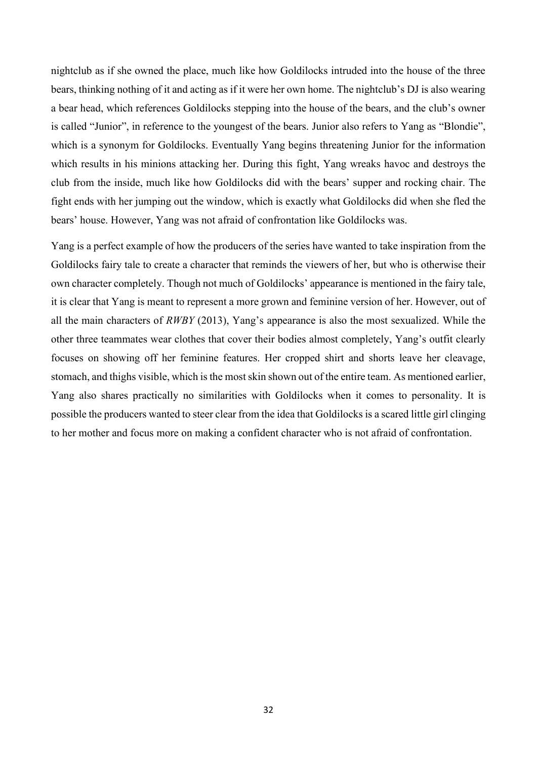nightclub as if she owned the place, much like how Goldilocks intruded into the house of the three bears, thinking nothing of it and acting as if it were her own home. The nightclub's DJ is also wearing a bear head, which references Goldilocks stepping into the house of the bears, and the club's owner is called "Junior", in reference to the youngest of the bears. Junior also refers to Yang as "Blondie", which is a synonym for Goldilocks. Eventually Yang begins threatening Junior for the information which results in his minions attacking her. During this fight, Yang wreaks havoc and destroys the club from the inside, much like how Goldilocks did with the bears' supper and rocking chair. The fight ends with her jumping out the window, which is exactly what Goldilocks did when she fled the bears' house. However, Yang was not afraid of confrontation like Goldilocks was.

Yang is a perfect example of how the producers of the series have wanted to take inspiration from the Goldilocks fairy tale to create a character that reminds the viewers of her, but who is otherwise their own character completely. Though not much of Goldilocks' appearance is mentioned in the fairy tale, it is clear that Yang is meant to represent a more grown and feminine version of her. However, out of all the main characters of *RWBY* (2013), Yang's appearance is also the most sexualized. While the other three teammates wear clothes that cover their bodies almost completely, Yang's outfit clearly focuses on showing off her feminine features. Her cropped shirt and shorts leave her cleavage, stomach, and thighs visible, which is the most skin shown out of the entire team. As mentioned earlier, Yang also shares practically no similarities with Goldilocks when it comes to personality. It is possible the producers wanted to steer clear from the idea that Goldilocks is a scared little girl clinging to her mother and focus more on making a confident character who is not afraid of confrontation.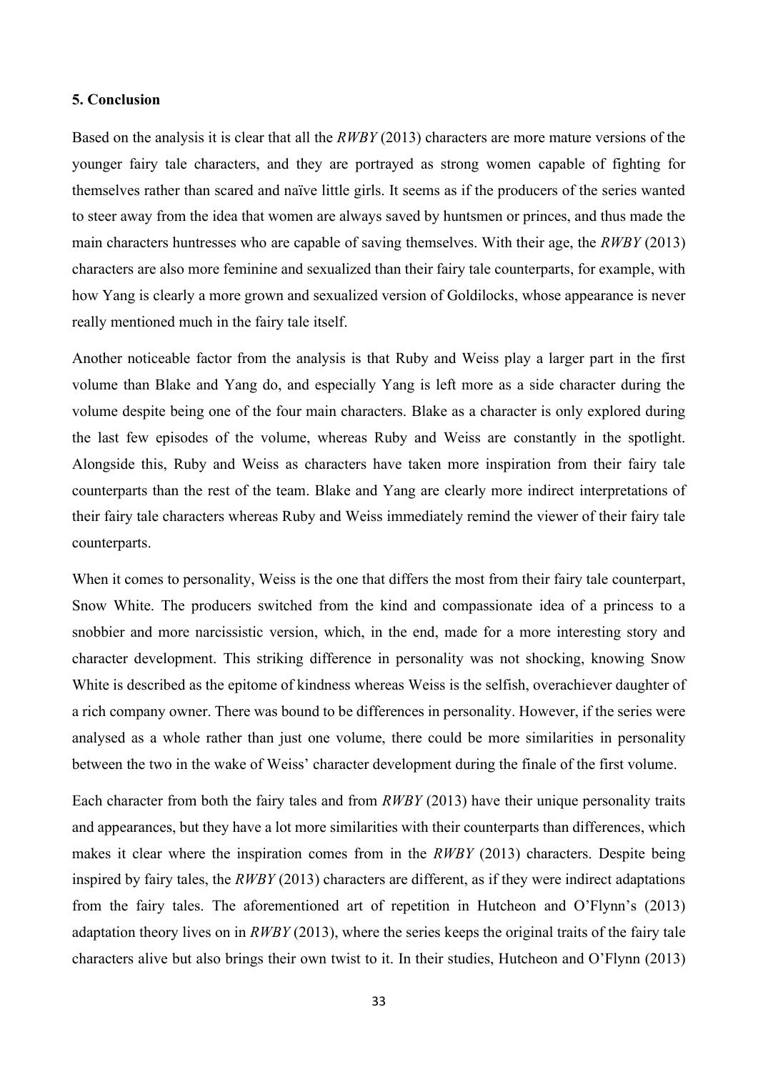### 5. Conclusion

Based on the analysis it is clear that all the *RWBY* (2013) characters are more mature versions of the younger fairy tale characters, and they are portrayed as strong women capable of fighting for themselves rather than scared and naïve little girls. It seems as if the producers of the series wanted to steer away from the idea that women are always saved by huntsmen or princes, and thus made the main characters huntresses who are capable of saving themselves. With their age, the *RWBY* (2013) characters are also more feminine and sexualized than their fairy tale counterparts, for example, with how Yang is clearly a more grown and sexualized version of Goldilocks, whose appearance is never really mentioned much in the fairy tale itself.

Another noticeable factor from the analysis is that Ruby and Weiss play a larger part in the first volume than Blake and Yang do, and especially Yang is left more as a side character during the volume despite being one of the four main characters. Blake as a character is only explored during the last few episodes of the volume, whereas Ruby and Weiss are constantly in the spotlight. Alongside this, Ruby and Weiss as characters have taken more inspiration from their fairy tale counterparts than the rest of the team. Blake and Yang are clearly more indirect interpretations of their fairy tale characters whereas Ruby and Weiss immediately remind the viewer of their fairy tale counterparts.

When it comes to personality, Weiss is the one that differs the most from their fairy tale counterpart, Snow White. The producers switched from the kind and compassionate idea of a princess to a snobbier and more narcissistic version, which, in the end, made for a more interesting story and character development. This striking difference in personality was not shocking, knowing Snow White is described as the epitome of kindness whereas Weiss is the selfish, overachiever daughter of a rich company owner. There was bound to be differences in personality. However, if the series were analysed as a whole rather than just one volume, there could be more similarities in personality between the two in the wake of Weiss' character development during the finale of the first volume.

Each character from both the fairy tales and from *RWBY* (2013) have their unique personality traits and appearances, but they have a lot more similarities with their counterparts than differences, which makes it clear where the inspiration comes from in the *RWBY* (2013) characters. Despite being inspired by fairy tales, the *RWBY* (2013) characters are different, as if they were indirect adaptations from the fairy tales. The aforementioned art of repetition in Hutcheon and O'Flynn's (2013) adaptation theory lives on in *RWBY* (2013), where the series keeps the original traits of the fairy tale characters alive but also brings their own twist to it. In their studies, Hutcheon and O'Flynn (2013)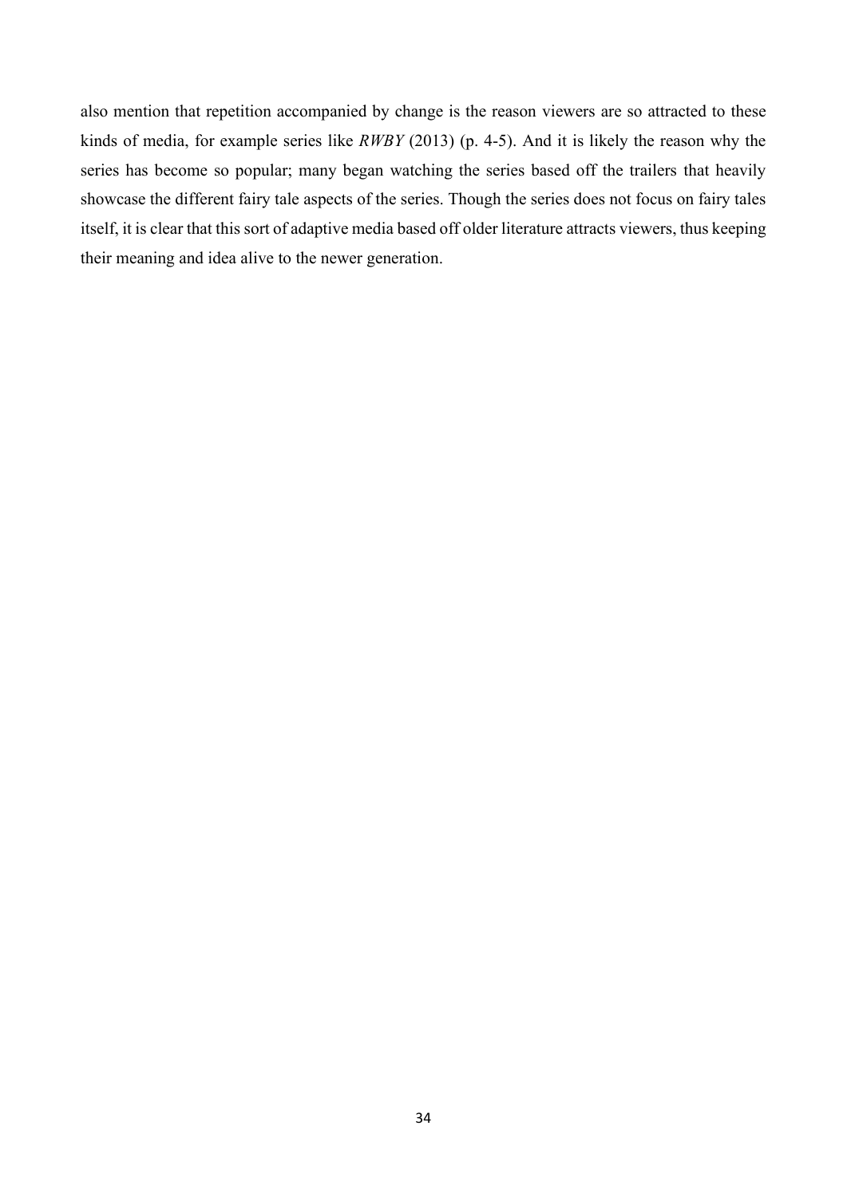also mention that repetition accompanied by change is the reason viewers are so attracted to these kinds of media, for example series like *RWBY* (2013) (p. 4-5). And it is likely the reason why the series has become so popular; many began watching the series based off the trailers that heavily showcase the different fairy tale aspects of the series. Though the series does not focus on fairy tales itself, it is clear that this sort of adaptive media based off older literature attracts viewers, thus keeping their meaning and idea alive to the newer generation.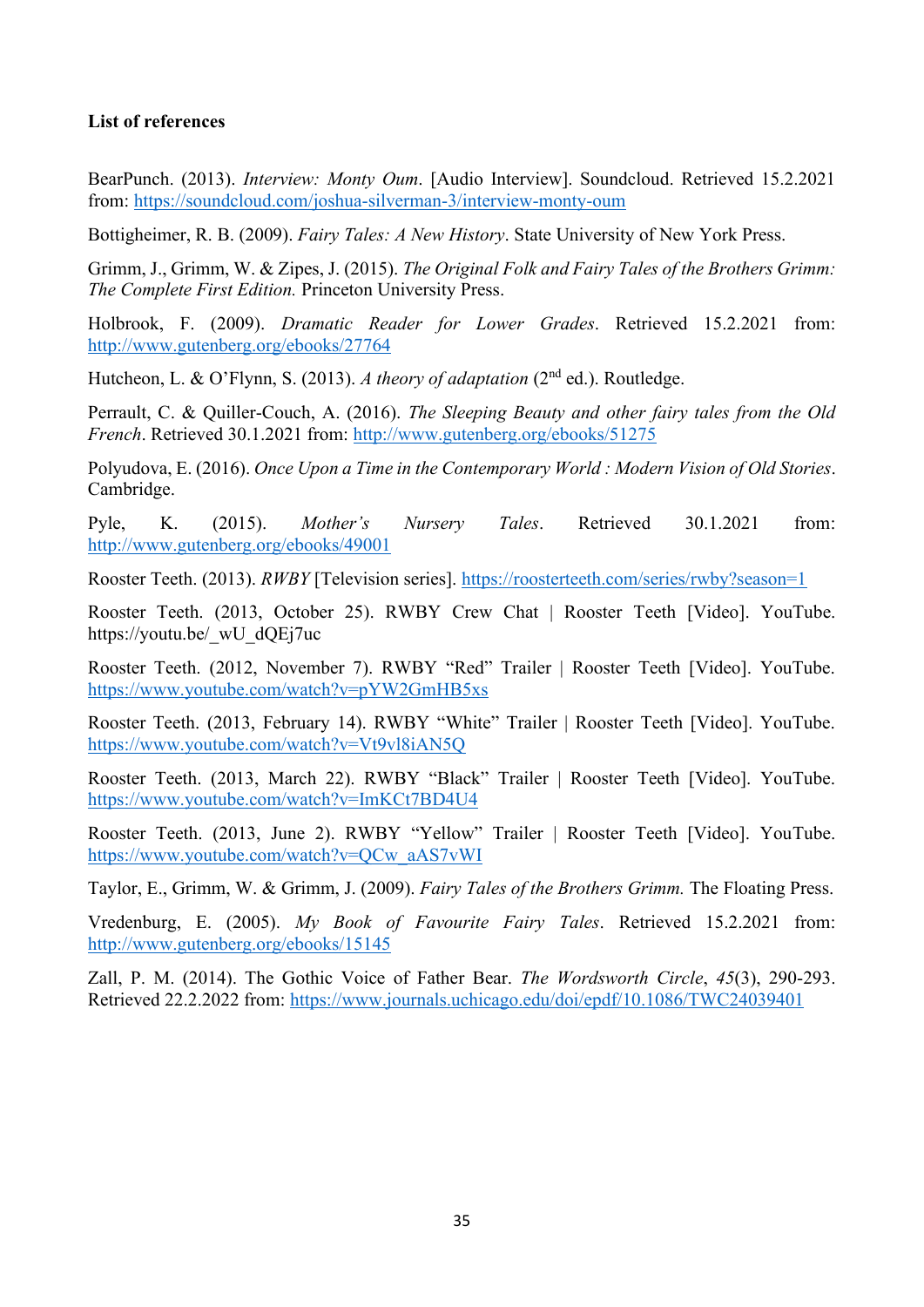**List of references**

BearPunch. (2013). *Interview: Monty Oum*. [Audio Interview]. Soundcloud. Retrieved 15.2.2021 from: https://soundcloud.com/joshua-silverman-3/interview-monty-oum

Bottigheimer, R. B. (2009). *Fairy Tales: A New History*. State University of New York Press.

Grimm, J., Grimm, W. & Zipes, J. (2015). *The Original Folk and Fairy Tales of the Brothers Grimm: The Complete First Edition.* Princeton University Press.

Holbrook, F. (2009). *Dramatic Reader for Lower Grades*. Retrieved 15.2.2021 from: http://www.gutenberg.org/ebooks/27764

Hutcheon, L. & O'Flynn, S. (2013). *A theory of adaptation* (2nd ed.). Routledge.

Perrault, C. & Quiller-Couch, A. (2016). *The Sleeping Beauty and other fairy tales from the Old French*. Retrieved 30.1.2021 from: http://www.gutenberg.org/ebooks/51275

Polyudova, E. (2016). *Once Upon a Time in the Contemporary World : Modern Vision of Old Stories*. Cambridge.

Pyle, K. (2015). *Mother's Nursery Tales*. Retrieved 30.1.2021 from: http://www.gutenberg.org/ebooks/49001

Rooster Teeth. (2013). *RWBY* [Television series]. https://roosterteeth.com/series/rwby?season=1

Rooster Teeth. (2013, October 25). RWBY Crew Chat | Rooster Teeth [Video]. YouTube. https://youtu.be/_wU_dQEj7uc

Rooster Teeth. (2012, November 7). RWBY "Red" Trailer | Rooster Teeth [Video]. YouTube. https://www.youtube.com/watch?v=pYW2GmHB5xs

Rooster Teeth. (2013, February 14). RWBY "White" Trailer | Rooster Teeth [Video]. YouTube. https://www.youtube.com/watch?v=Vt9vl8iAN5Q

Rooster Teeth. (2013, March 22). RWBY "Black" Trailer | Rooster Teeth [Video]. YouTube. https://www.youtube.com/watch?v=ImKCt7BD4U4

Rooster Teeth. (2013, June 2). RWBY "Yellow" Trailer | Rooster Teeth [Video]. YouTube. https://www.youtube.com/watch?v=QCw_aAS7vWI

Taylor, E., Grimm, W. & Grimm, J. (2009). *Fairy Tales of the Brothers Grimm.* The Floating Press.

Vredenburg, E. (2005). *My Book of Favourite Fairy Tales*. Retrieved 15.2.2021 from: http://www.gutenberg.org/ebooks/15145

Zall, P. M. (2014). The Gothic Voice of Father Bear. *The Wordsworth Circle*, *45*(3), 290-293. Retrieved 22.2.2022 from: https://www.journals.uchicago.edu/doi/epdf/10.1086/TWC24039401